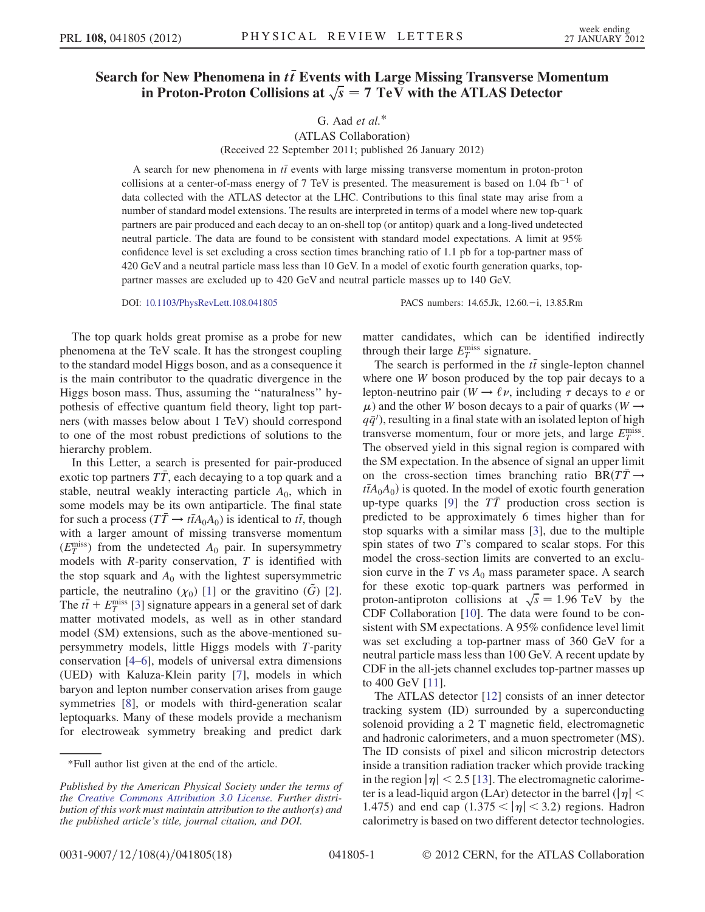# Search for New Phenomena in $t\bar{t}$ Events with Large Missing Transverse Momentum in Proton-Proton Collisions at $\sqrt{s} = 7$ TeV with the ATLAS Detector

G. Aad *et al.*\*

(ATLAS Collaboration)

(Received 22 September 2011; published 26 January 2012)

A search for new phenomena in $t\bar{t}$ events with large missing transverse momentum in proton-proton collisions at a center-of-mass energy of 7 TeV is presented. The measurement is based on 1.04 $\text{fb}^{-1}$ of data collected with the ATLAS detector at the LHC. Contributions to this final state may arise from a number of standard model extensions. The results are interpreted in terms of a model where new top-quark partners are pair produced and each decay to an on-shell top (or antitop) quark and a long-lived undetected neutral particle. The data are found to be consistent with standard model expectations. A limit at 95% confidence level is set excluding a cross section times branching ratio of 1.1 pb for a top-partner mass of 420 GeV and a neutral particle mass less than 10 GeV. In a model of exotic fourth generation quarks, top-partner masses are excluded up to 420 GeV and neutral particle masses up to 140 GeV.

DOI: 10.1103/PhysRevLett.108.041805 PACS numbers: 14.65.Jk, 12.60.−i, 13.85.Rm

The top quark holds great promise as a probe for new phenomena at the TeV scale. It has the strongest coupling to the standard model Higgs boson, and as a consequence it is the main contributor to the quadratic divergence in the Higgs boson mass. Thus, assuming the "naturalness" hypothesis of effective quantum field theory, light top partners (with masses below about 1 TeV) should correspond to one of the most robust predictions of solutions to the hierarchy problem.

In this Letter, a search is presented for pair-produced exotic top partners $T\bar{T}$, each decaying to a top quark and a stable, neutral weakly interacting particle $A_0$, which in some models may be its own antiparticle. The final state for such a process ($T\bar{T} \rightarrow t\bar{t}A_0A_0$) is identical to $t\bar{t}$, though with a larger amount of missing transverse momentum ($E_T^{\text{miss}}$) from the undetected $A_0$ pair. In supersymmetry models with $R$-parity conservation, $T$ is identified with the stop squark and $A_0$ with the lightest supersymmetric particle, the neutralino ($\chi_0$) [1] or the gravitino ($\tilde{G}$) [2]. The $t\bar{t} + E_T^{\text{miss}}$ [3] signature appears in a general set of dark matter motivated models, as well as in other standard model (SM) extensions, such as the above-mentioned supersymmetry models, little Higgs models with $T$-parity conservation [4–6], models of universal extra dimensions (UED) with Kaluza-Klein parity [7], models in which baryon and lepton number conservation arises from gauge symmetries [8], or models with third-generation scalar leptoquarks. Many of these models provide a mechanism for electroweak symmetry breaking and predict dark matter candidates, which can be identified indirectly through their large $E_T^{\text{miss}}$ signature.

The search is performed in the $t\bar{t}$ single-lepton channel where one $W$ boson produced by the top pair decays to a lepton-neutrino pair ($W \rightarrow \ell\nu$, including $\tau$ decays to $e$ or $\mu$) and the other $W$ boson decays to a pair of quarks ($W \rightarrow q\bar{q}'$), resulting in a final state with an isolated lepton of high transverse momentum, four or more jets, and large $E_T^{\text{miss}}$. The observed yield in this signal region is compared with the SM expectation. In the absence of signal an upper limit on the cross-section times branching ratio $\text{BR}(T\bar{T} \rightarrow t\bar{t}A_0A_0)$ is quoted. In the model of exotic fourth generation up-type quarks [9] the $T\bar{T}$ production cross section is predicted to be approximately 6 times higher than for stop squarks with a similar mass [3], due to the multiple spin states of two $T$'s compared to scalar stops. For this model the cross-section limits are converted to an exclusion curve in the $T$ vs $A_0$ mass parameter space. A search for these exotic top-quark partners was performed in proton-antiproton collisions at $\sqrt{s} = 1.96$ TeV by the CDF Collaboration [10]. The data were found to be consistent with SM expectations. A 95% confidence level limit was set excluding a top-partner mass of 360 GeV for a neutral particle mass less than 100 GeV. A recent update by CDF in the all-jets channel excludes top-partner masses up to 400 GeV [11].

The ATLAS detector [12] consists of an inner detector tracking system (ID) surrounded by a superconducting solenoid providing a 2 T magnetic field, electromagnetic and hadronic calorimeters, and a muon spectrometer (MS). The ID consists of pixel and silicon microstrip detectors inside a transition radiation tracker which provide tracking in the region $|\eta| < 2.5$ [13]. The electromagnetic calorimeter is a lead-liquid argon (LAr) detector in the barrel ($|\eta| < 1.475$) and end cap ($1.375 < |\eta| < 3.2$) regions. Hadron calorimetry is based on two different detector technologies.

---

\*Full author list given at the end of the article.

*Published by the American Physical Society under the terms of the Creative Commons Attribution 3.0 License. Further distribution of this work must maintain attribution to the author(s) and the published article's title, journal citation, and DOI.*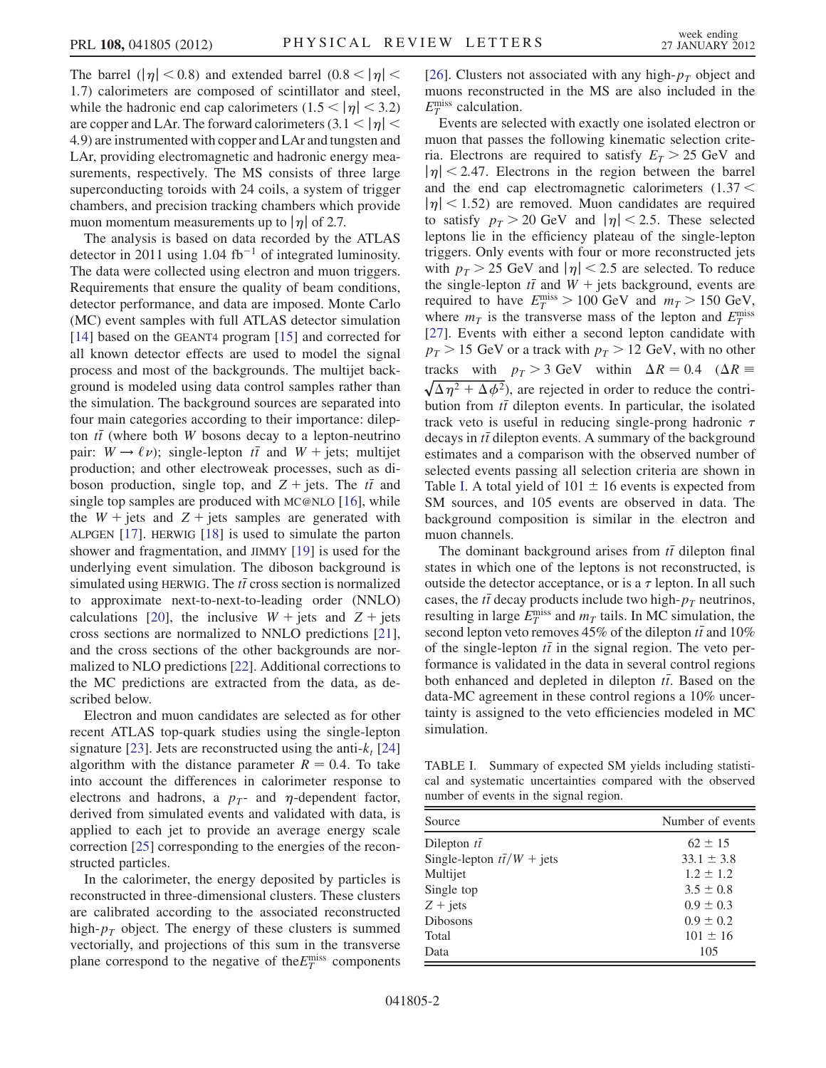The barrel ($|\eta| < 0.8$) and extended barrel ($0.8 < |\eta| < 1.7$) calorimeters are composed of scintillator and steel, while the hadronic end cap calorimeters ($1.5 < |\eta| < 3.2$) are copper and LAr. The forward calorimeters ($3.1 < |\eta| < 4.9$) are instrumented with copper and LAr and tungsten and LAr, providing electromagnetic and hadronic energy measurements, respectively. The MS consists of three large superconducting toroids with 24 coils, a system of trigger chambers, and precision tracking chambers which provide muon momentum measurements up to $|\eta|$ of 2.7.

The analysis is based on data recorded by the ATLAS detector in 2011 using 1.04 fb$^{-1}$ of integrated luminosity. The data were collected using electron and muon triggers. Requirements that ensure the quality of beam conditions, detector performance, and data are imposed. Monte Carlo (MC) event samples with full ATLAS detector simulation [14] based on the GEANT4 program [15] and corrected for all known detector effects are used to model the signal process and most of the backgrounds. The multijet background is modeled using data control samples rather than the simulation. The background sources are separated into four main categories according to their importance: dilepton $t\bar{t}$ (where both $W$ bosons decay to a lepton-neutrino pair: $W \rightarrow \ell\nu$); single-lepton $t\bar{t}$ and $W$ + jets; multijet production; and other electroweak processes, such as diboson production, single top, and $Z$ + jets. The $t\bar{t}$ and single top samples are produced with MC@NLO [16], while the $W$ + jets and $Z$ + jets samples are generated with ALPGEN [17]. HERWIG [18] is used to simulate the parton shower and fragmentation, and JIMMY [19] is used for the underlying event simulation. The diboson background is simulated using HERWIG. The $t\bar{t}$ cross section is normalized to approximate next-to-next-to-leading order (NNLO) calculations [20], the inclusive $W$ + jets and $Z$ + jets cross sections are normalized to NNLO predictions [21], and the cross sections of the other backgrounds are normalized to NLO predictions [22]. Additional corrections to the MC predictions are extracted from the data, as described below.

Electron and muon candidates are selected as for other recent ATLAS top-quark studies using the single-lepton signature [23]. Jets are reconstructed using the anti-$k_t$ [24] algorithm with the distance parameter $R = 0.4$. To take into account the differences in calorimeter response to electrons and hadrons, a $p_T$- and $\eta$-dependent factor, derived from simulated events and validated with data, is applied to each jet to provide an average energy scale correction [25] corresponding to the energies of the reconstructed particles.

In the calorimeter, the energy deposited by particles is reconstructed in three-dimensional clusters. These clusters are calibrated according to the associated reconstructed high-$p_T$ object. The energy of these clusters is summed vectorially, and projections of this sum in the transverse plane correspond to the negative of the $E_T^{\mathrm{miss}}$ components [26]. Clusters not associated with any high-$p_T$ object and muons reconstructed in the MS are also included in the $E_T^{\mathrm{miss}}$ calculation.

Events are selected with exactly one isolated electron or muon that passes the following kinematic selection criteria. Electrons are required to satisfy $E_T > 25$ GeV and $|\eta| < 2.47$. Electrons in the region between the barrel and the end cap electromagnetic calorimeters ($1.37 < |\eta| < 1.52$) are removed. Muon candidates are required to satisfy $p_T > 20$ GeV and $|\eta| < 2.5$. These selected leptons lie in the efficiency plateau of the single-lepton triggers. Only events with four or more reconstructed jets with $p_T > 25$ GeV and $|\eta| < 2.5$ are selected. To reduce the single-lepton $t\bar{t}$ and $W$ + jets background, events are required to have $E_T^{\mathrm{miss}} > 100$ GeV and $m_T > 150$ GeV, where $m_T$ is the transverse mass of the lepton and $E_T^{\mathrm{miss}}$ [27]. Events with either a second lepton candidate with $p_T > 15$ GeV or a track with $p_T > 12$ GeV, with no other tracks with $p_T > 3$ GeV within $\Delta R = 0.4$ ($\Delta R \equiv \sqrt{\Delta\eta^2 + \Delta\phi^2}$), are rejected in order to reduce the contribution from $t\bar{t}$ dilepton events. In particular, the isolated track veto is useful in reducing single-prong hadronic $\tau$ decays in $t\bar{t}$ dilepton events. A summary of the background estimates and a comparison with the observed number of selected events passing all selection criteria are shown in Table I. A total yield of $101 \pm 16$ events is expected from SM sources, and 105 events are observed in data. The background composition is similar in the electron and muon channels.

The dominant background arises from $t\bar{t}$ dilepton final states in which one of the leptons is not reconstructed, is outside the detector acceptance, or is a $\tau$ lepton. In all such cases, the $t\bar{t}$ decay products include two high-$p_T$ neutrinos, resulting in large $E_T^{\mathrm{miss}}$ and $m_T$ tails. In MC simulation, the second lepton veto removes 45% of the dilepton $t\bar{t}$ and 10% of the single-lepton $t\bar{t}$ in the signal region. The veto performance is validated in the data in several control regions both enhanced and depleted in dilepton $t\bar{t}$. Based on the data-MC agreement in these control regions a 10% uncertainty is assigned to the veto efficiencies modeled in MC simulation.

TABLE I. Summary of expected SM yields including statistical and systematic uncertainties compared with the observed number of events in the signal region.

| Source | Number of events |
| --- | --- |
| Dilepton $t\bar{t}$ | $62 \pm 15$ |
| Single-lepton $t\bar{t}/W$ + jets | $33.1 \pm 3.8$ |
| Multijet | $1.2 \pm 1.2$ |
| Single top | $3.5 \pm 0.8$ |
| $Z$ + jets | $0.9 \pm 0.3$ |
| Dibosons | $0.9 \pm 0.2$ |
| Total | $101 \pm 16$ |
| Data | 105 |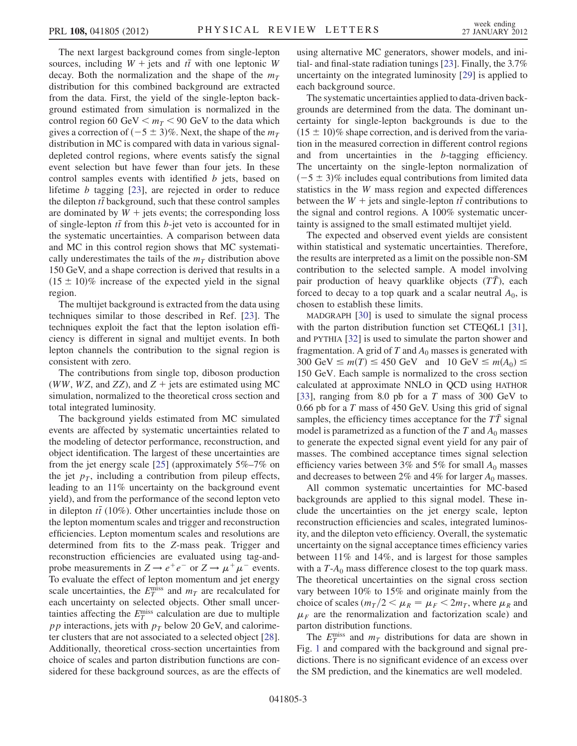The next largest background comes from single-lepton sources, including $W$ + jets and $t\bar{t}$ with one leptonic $W$ decay. Both the normalization and the shape of the $m_T$ distribution for this combined background are extracted from the data. First, the yield of the single-lepton background estimated from simulation is normalized in the control region 60 GeV $< m_T <$ 90 GeV to the data which gives a correction of $(-5 \pm 3)\%$. Next, the shape of the $m_T$ distribution in MC is compared with data in various signal-depleted control regions, where events satisfy the signal event selection but have fewer than four jets. In these control samples events with identified $b$ jets, based on lifetime $b$ tagging [23], are rejected in order to reduce the dilepton $t\bar{t}$ background, such that these control samples are dominated by $W$ + jets events; the corresponding loss of single-lepton $t\bar{t}$ from this $b$-jet veto is accounted for in the systematic uncertainties. A comparison between data and MC in this control region shows that MC systematically underestimates the tails of the $m_T$ distribution above 150 GeV, and a shape correction is derived that results in a $(15 \pm 10)\%$ increase of the expected yield in the signal region.

The multijet background is extracted from the data using techniques similar to those described in Ref. [23]. The techniques exploit the fact that the lepton isolation efficiency is different in signal and multijet events. In both lepton channels the contribution to the signal region is consistent with zero.

The contributions from single top, diboson production ($WW$, $WZ$, and $ZZ$), and $Z$ + jets are estimated using MC simulation, normalized to the theoretical cross section and total integrated luminosity.

The background yields estimated from MC simulated events are affected by systematic uncertainties related to the modeling of detector performance, reconstruction, and object identification. The largest of these uncertainties are from the jet energy scale [25] (approximately 5%–7% on the jet $p_T$, including a contribution from pileup effects, leading to an 11% uncertainty on the background event yield), and from the performance of the second lepton veto in dilepton $t\bar{t}$ (10%). Other uncertainties include those on the lepton momentum scales and trigger and reconstruction efficiencies. Lepton momentum scales and resolutions are determined from fits to the $Z$-mass peak. Trigger and reconstruction efficiencies are evaluated using tag-and-probe measurements in $Z \rightarrow e^+e^-$ or $Z \rightarrow \mu^+\mu^-$ events. To evaluate the effect of lepton momentum and jet energy scale uncertainties, the $E_T^{\mathrm{miss}}$ and $m_T$ are recalculated for each uncertainty on selected objects. Other small uncertainties affecting the $E_T^{\mathrm{miss}}$ calculation are due to multiple $pp$ interactions, jets with $p_T$ below 20 GeV, and calorimeter clusters that are not associated to a selected object [28]. Additionally, theoretical cross-section uncertainties from choice of scales and parton distribution functions are considered for these background sources, as are the effects of using alternative MC generators, shower models, and initial- and final-state radiation tunings [23]. Finally, the 3.7% uncertainty on the integrated luminosity [29] is applied to each background source.

The systematic uncertainties applied to data-driven backgrounds are determined from the data. The dominant uncertainty for single-lepton backgrounds is due to the $(15 \pm 10)\%$ shape correction, and is derived from the variation in the measured correction in different control regions and from uncertainties in the $b$-tagging efficiency. The uncertainty on the single-lepton normalization of $(-5 \pm 3)\%$ includes equal contributions from limited data statistics in the $W$ mass region and expected differences between the $W$ + jets and single-lepton $t\bar{t}$ contributions to the signal and control regions. A 100% systematic uncertainty is assigned to the small estimated multijet yield.

The expected and observed event yields are consistent within statistical and systematic uncertainties. Therefore, the results are interpreted as a limit on the possible non-SM contribution to the selected sample. A model involving pair production of heavy quarklike objects ($T\bar{T}$), each forced to decay to a top quark and a scalar neutral $A_0$, is chosen to establish these limits.

MADGRAPH [30] is used to simulate the signal process with the parton distribution function set CTEQ6L1 [31], and PYTHIA [32] is used to simulate the parton shower and fragmentation. A grid of $T$ and $A_0$ masses is generated with 300 GeV $\leq m(T) \leq$ 450 GeV and 10 GeV $\leq m(A_0) \leq$ 150 GeV. Each sample is normalized to the cross section calculated at approximate NNLO in QCD using HATHOR [33], ranging from 8.0 pb for a $T$ mass of 300 GeV to 0.66 pb for a $T$ mass of 450 GeV. Using this grid of signal samples, the efficiency times acceptance for the $T\bar{T}$ signal model is parametrized as a function of the $T$ and $A_0$ masses to generate the expected signal event yield for any pair of masses. The combined acceptance times signal selection efficiency varies between 3% and 5% for small $A_0$ masses and decreases to between 2% and 4% for larger $A_0$ masses.

All common systematic uncertainties for MC-based backgrounds are applied to this signal model. These include the uncertainties on the jet energy scale, lepton reconstruction efficiencies and scales, integrated luminosity, and the dilepton veto efficiency. Overall, the systematic uncertainty on the signal acceptance times efficiency varies between 11% and 14%, and is largest for those samples with a $T$-$A_0$ mass difference closest to the top quark mass. The theoretical uncertainties on the signal cross section vary between 10% to 15% and originate mainly from the choice of scales ($m_T/2 < \mu_R = \mu_F < 2m_T$, where $\mu_R$ and $\mu_F$ are the renormalization and factorization scale) and parton distribution functions.

The $E_T^{\mathrm{miss}}$ and $m_T$ distributions for data are shown in Fig. 1 and compared with the background and signal predictions. There is no significant evidence of an excess over the SM prediction, and the kinematics are well modeled.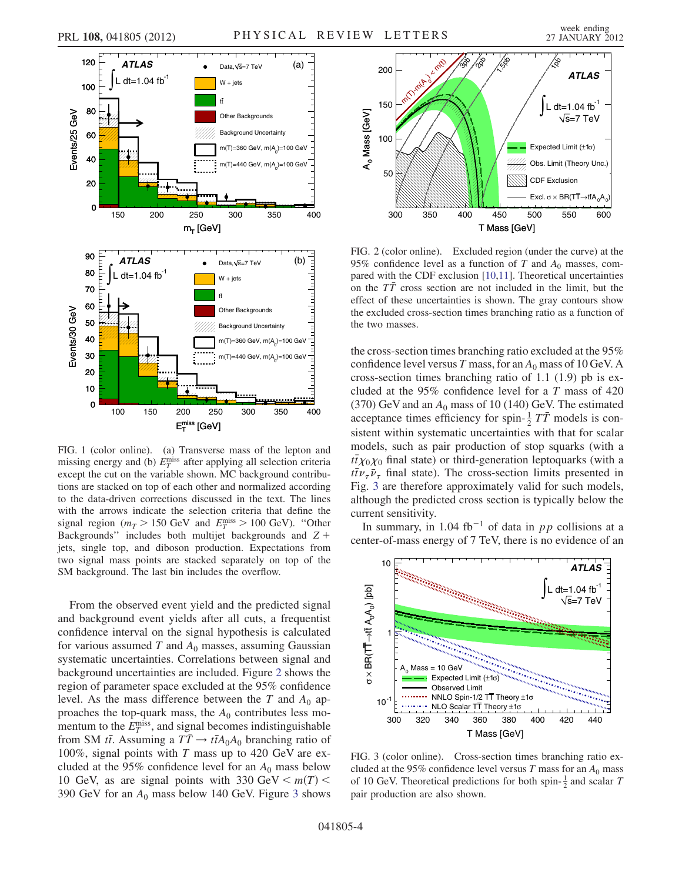FIG. 1 (color online). (a) Transverse mass of the lepton and missing energy and (b) $E_T^{\mathrm{miss}}$ after applying all selection criteria except the cut on the variable shown. MC background contributions are stacked on top of each other and normalized according to the data-driven corrections discussed in the text. The lines with the arrows indicate the selection criteria that define the signal region ($m_T > 150$ GeV and $E_T^{\mathrm{miss}} > 100$ GeV). "Other Backgrounds" includes both multijet backgrounds and $Z+$ jets, single top, and diboson production. Expectations from two signal mass points are stacked separately on top of the SM background. The last bin includes the overflow.

From the observed event yield and the predicted signal and background event yields after all cuts, a frequentist confidence interval on the signal hypothesis is calculated for various assumed $T$ and $A_0$ masses, assuming Gaussian systematic uncertainties. Correlations between signal and background uncertainties are included. Figure 2 shows the region of parameter space excluded at the 95% confidence level. As the mass difference between the $T$ and $A_0$ approaches the top-quark mass, the $A_0$ contributes less momentum to the $E_T^{\mathrm{miss}}$, and signal becomes indistinguishable from SM $t\bar{t}$. Assuming a $T\bar{T} \to t\bar{t}A_0A_0$ branching ratio of 100%, signal points with $T$ mass up to 420 GeV are excluded at the 95% confidence level for an $A_0$ mass below 10 GeV, as are signal points with 330 GeV $< m(T) <$ 390 GeV for an $A_0$ mass below 140 GeV. Figure 3 shows

FIG. 2 (color online). Excluded region (under the curve) at the 95% confidence level as a function of $T$ and $A_0$ masses, compared with the CDF exclusion [10,11]. Theoretical uncertainties on the $T\bar{T}$ cross section are not included in the limit, but the effect of these uncertainties is shown. The gray contours show the excluded cross-section times branching ratio as a function of the two masses.

the cross-section times branching ratio excluded at the 95% confidence level versus $T$ mass, for an $A_0$ mass of 10 GeV. A cross-section times branching ratio of 1.1 (1.9) pb is excluded at the 95% confidence level for a $T$ mass of 420 (370) GeV and an $A_0$ mass of 10 (140) GeV. The estimated acceptance times efficiency for spin-$\frac{1}{2}$ $T\bar{T}$ models is consistent within systematic uncertainties with that for scalar models, such as pair production of stop squarks (with a $t\bar{t}\chi_0\chi_0$ final state) or third-generation leptoquarks (with a $t\bar{t}\nu_\tau\bar{\nu}_\tau$ final state). The cross-section limits presented in Fig. 3 are therefore approximately valid for such models, although the predicted cross section is typically below the current sensitivity.

In summary, in 1.04 fb$^{-1}$ of data in $pp$ collisions at a center-of-mass energy of 7 TeV, there is no evidence of an

FIG. 3 (color online). Cross-section times branching ratio excluded at the 95% confidence level versus $T$ mass for an $A_0$ mass of 10 GeV. Theoretical predictions for both spin-$\frac{1}{2}$ and scalar $T$ pair production are also shown.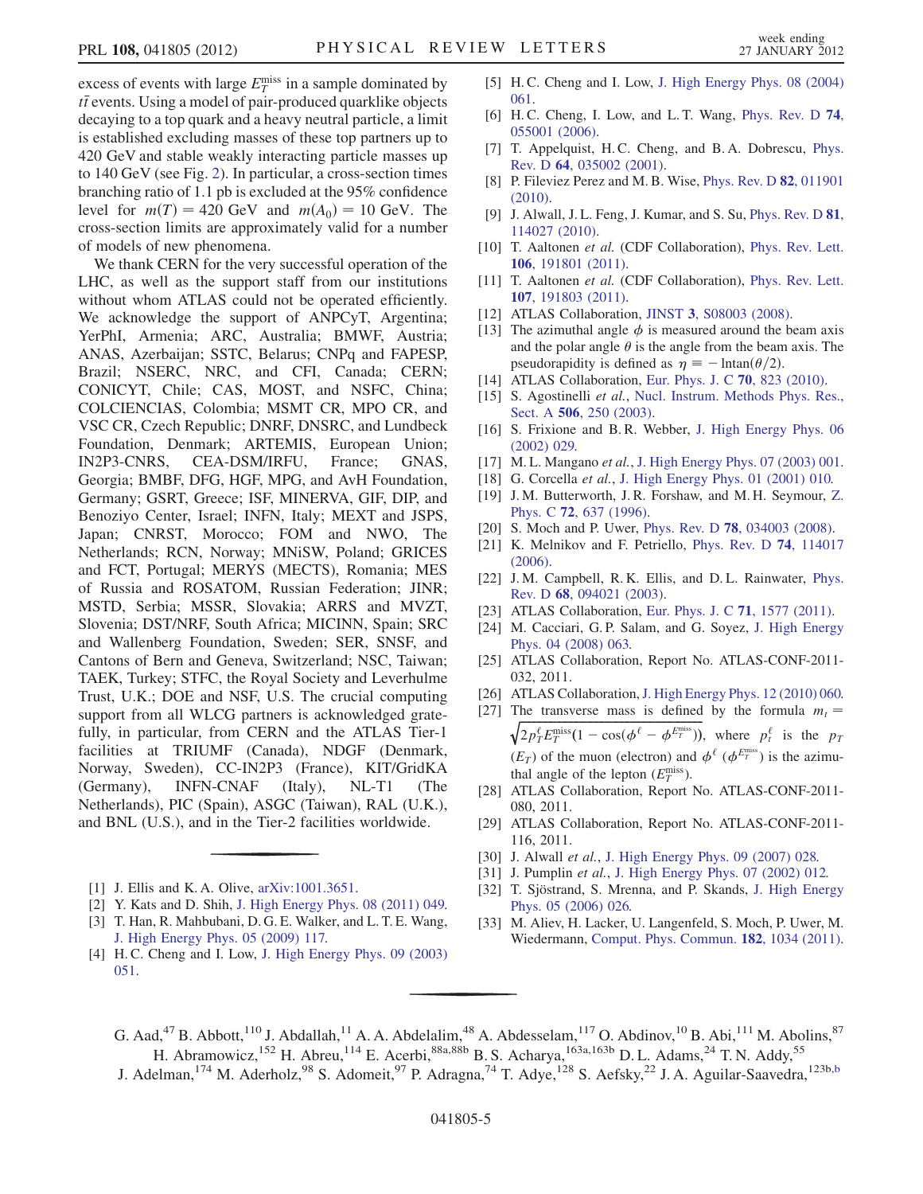excess of events with large $E_T^{\rm miss}$ in a sample dominated by $t\bar{t}$ events. Using a model of pair-produced quarklike objects decaying to a top quark and a heavy neutral particle, a limit is established excluding masses of these top partners up to 420 GeV and stable weakly interacting particle masses up to 140 GeV (see Fig. 2). In particular, a cross-section times branching ratio of 1.1 pb is excluded at the 95% confidence level for $m(T) = 420$ GeV and $m(A_0) = 10$ GeV. The cross-section limits are approximately valid for a number of models of new phenomena.

We thank CERN for the very successful operation of the LHC, as well as the support staff from our institutions without whom ATLAS could not be operated efficiently. We acknowledge the support of ANPCyT, Argentina; YerPhI, Armenia; ARC, Australia; BMWF, Austria; ANAS, Azerbaijan; SSTC, Belarus; CNPq and FAPESP, Brazil; NSERC, NRC, and CFI, Canada; CERN; CONICYT, Chile; CAS, MOST, and NSFC, China; COLCIENCIAS, Colombia; MSMT CR, MPO CR, and VSC CR, Czech Republic; DNRF, DNSRC, and Lundbeck Foundation, Denmark; ARTEMIS, European Union; IN2P3-CNRS, CEA-DSM/IRFU, France; GNAS, Georgia; BMBF, DFG, HGF, MPG, and AvH Foundation, Germany; GSRT, Greece; ISF, MINERVA, GIF, DIP, and Benoziyo Center, Israel; INFN, Italy; MEXT and JSPS, Japan; CNRST, Morocco; FOM and NWO, The Netherlands; RCN, Norway; MNiSW, Poland; GRICES and FCT, Portugal; MERYS (MECTS), Romania; MES of Russia and ROSATOM, Russian Federation; JINR; MSTD, Serbia; MSSR, Slovakia; ARRS and MVZT, Slovenia; DST/NRF, South Africa; MICINN, Spain; SRC and Wallenberg Foundation, Sweden; SER, SNSF, and Cantons of Bern and Geneva, Switzerland; NSC, Taiwan; TAEK, Turkey; STFC, the Royal Society and Leverhulme Trust, U.K.; DOE and NSF, U.S. The crucial computing support from all WLCG partners is acknowledged gratefully, in particular, from CERN and the ATLAS Tier-1 facilities at TRIUMF (Canada), NDGF (Denmark, Norway, Sweden), CC-IN2P3 (France), KIT/GridKA (Germany), INFN-CNAF (Italy), NL-T1 (The Netherlands), PIC (Spain), ASGC (Taiwan), RAL (U.K.), and BNL (U.S.), and in the Tier-2 facilities worldwide.

[1] J. Ellis and K. A. Olive, arXiv:1001.3651.

[2] Y. Kats and D. Shih, J. High Energy Phys. 08 (2011) 049.

[3] T. Han, R. Mahbubani, D. G. E. Walker, and L. T. E. Wang, J. High Energy Phys. 05 (2009) 117.

[4] H. C. Cheng and I. Low, J. High Energy Phys. 09 (2003) 051.

[5] H. C. Cheng and I. Low, J. High Energy Phys. 08 (2004) 061.

[6] H. C. Cheng, I. Low, and L. T. Wang, Phys. Rev. D **74**, 055001 (2006).

[7] T. Appelquist, H. C. Cheng, and B. A. Dobrescu, Phys. Rev. D **64**, 035002 (2001).

[8] P. Fileviez Perez and M. B. Wise, Phys. Rev. D **82**, 011901 (2010).

[9] J. Alwall, J. L. Feng, J. Kumar, and S. Su, Phys. Rev. D **81**, 114027 (2010).

[10] T. Aaltonen *et al.* (CDF Collaboration), Phys. Rev. Lett. **106**, 191801 (2011).

[11] T. Aaltonen *et al.* (CDF Collaboration), Phys. Rev. Lett. **107**, 191803 (2011).

[12] ATLAS Collaboration, JINST **3**, S08003 (2008).

[13] The azimuthal angle $\phi$ is measured around the beam axis and the polar angle $\theta$ is the angle from the beam axis. The pseudorapidity is defined as $\eta \equiv -\ln\tan(\theta/2)$.

[14] ATLAS Collaboration, Eur. Phys. J. C **70**, 823 (2010).

[15] S. Agostinelli *et al.*, Nucl. Instrum. Methods Phys. Res., Sect. A **506**, 250 (2003).

[16] S. Frixione and B. R. Webber, J. High Energy Phys. 06 (2002) 029.

[17] M. L. Mangano *et al.*, J. High Energy Phys. 07 (2003) 001.

[18] G. Corcella *et al.*, J. High Energy Phys. 01 (2001) 010.

[19] J. M. Butterworth, J. R. Forshaw, and M. H. Seymour, Z. Phys. C **72**, 637 (1996).

[20] S. Moch and P. Uwer, Phys. Rev. D **78**, 034003 (2008).

[21] K. Melnikov and F. Petriello, Phys. Rev. D **74**, 114017 (2006).

[22] J. M. Campbell, R. K. Ellis, and D. L. Rainwater, Phys. Rev. D **68**, 094021 (2003).

[23] ATLAS Collaboration, Eur. Phys. J. C **71**, 1577 (2011).

[24] M. Cacciari, G. P. Salam, and G. Soyez, J. High Energy Phys. 04 (2008) 063.

[25] ATLAS Collaboration, Report No. ATLAS-CONF-2011-032, 2011.

[26] ATLAS Collaboration, J. High Energy Phys. 12 (2010) 060.

[27] The transverse mass is defined by the formula $m_t = \sqrt{2p_T^\ell E_T^{\rm miss}(1-\cos(\phi^\ell - \phi^{E_T^{\rm miss}}))}$, where $p_t^\ell$ is the $p_T$ ($E_T$) of the muon (electron) and $\phi^\ell$ ($\phi^{E_T^{\rm miss}}$) is the azimuthal angle of the lepton ($E_T^{\rm miss}$).

[28] ATLAS Collaboration, Report No. ATLAS-CONF-2011-080, 2011.

[29] ATLAS Collaboration, Report No. ATLAS-CONF-2011-116, 2011.

[30] J. Alwall *et al.*, J. High Energy Phys. 09 (2007) 028.

[31] J. Pumplin *et al.*, J. High Energy Phys. 07 (2002) 012.

[32] T. Sjöstrand, S. Mrenna, and P. Skands, J. High Energy Phys. 05 (2006) 026.

[33] M. Aliev, H. Lacker, U. Langenfeld, S. Moch, P. Uwer, M. Wiedermann, Comput. Phys. Commun. **182**, 1034 (2011).

G. Aad,[47] B. Abbott,[110] J. Abdallah,[11] A. A. Abdelalim,[48] A. Abdesselam,[117] O. Abdinov,[10] B. Abi,[111] M. Abolins,[87] H. Abramowicz,[152] H. Abreu,[114] E. Acerbi,[88a,88b] B. S. Acharya,[163a,163b] D. L. Adams,[24] T. N. Addy,[55] J. Adelman,[174] M. Aderholz,[98] S. Adomeit,[97] P. Adragna,[74] T. Adye,[128] S. Aefsky,[22] J. A. Aguilar-Saavedra,[123b,b]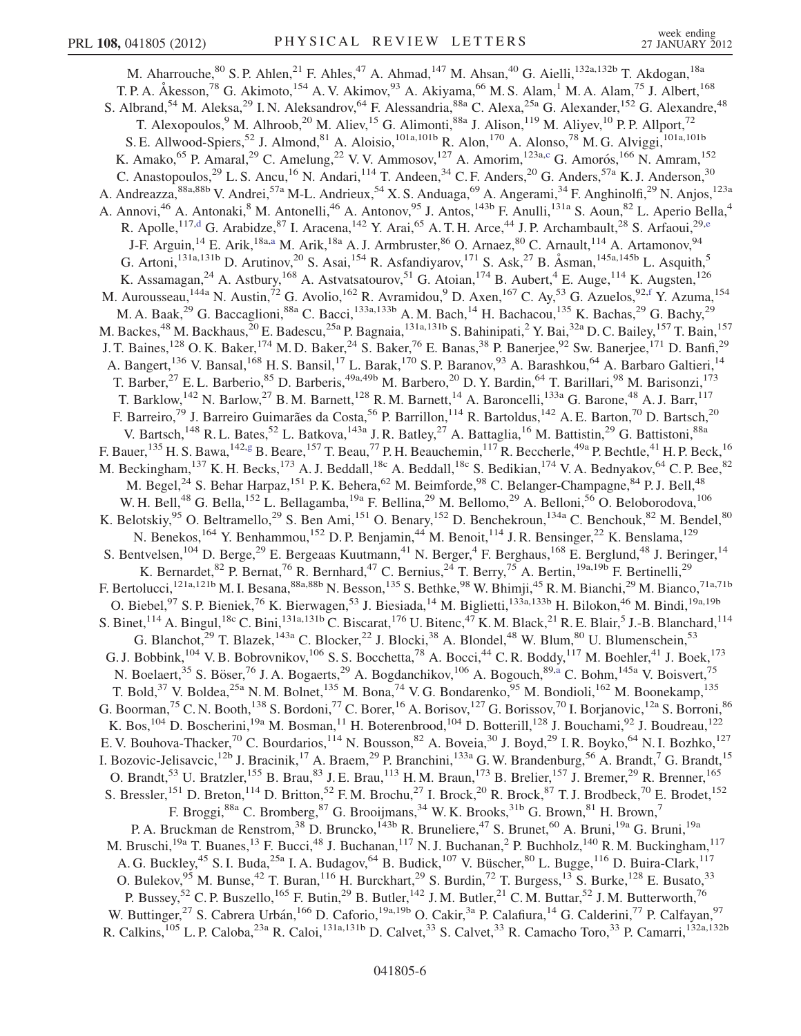M. Aharrouche,[80] S. P. Ahlen,[21] F. Ahles,[47] A. Ahmad,[147] M. Ahsan,[40] G. Aielli,[132a,132b] T. Akdogan,[18a] T. P. A. Åkesson,[78] G. Akimoto,[154] A. V. Akimov,[93] A. Akiyama,[66] M. S. Alam,[1] M. A. Alam,[75] J. Albert,[168] S. Albrand,[54] M. Aleksa,[29] I. N. Aleksandrov,[64] F. Alessandria,[88a] C. Alexa,[25a] G. Alexander,[152] G. Alexandre,[48] T. Alexopoulos,[9] M. Alhroob,[20] M. Aliev,[15] G. Alimonti,[88a] J. Alison,[119] M. Aliyev,[10] P. P. Allport,[72] S. E. Allwood-Spiers,[52] J. Almond,[81] A. Aloisio,[101a,101b] R. Alon,[170] A. Alonso,[78] M. G. Alviggi,[101a,101b] K. Amako,[65] P. Amaral,[29] C. Amelung,[22] V. V. Ammosov,[127] A. Amorim,[123a,c] G. Amorós,[166] N. Amram,[152] C. Anastopoulos,[29] L. S. Ancu,[16] N. Andari,[114] T. Andeen,[34] C. F. Anders,[20] G. Anders,[57a] K. J. Anderson,[30] A. Andreazza,[88a,88b] V. Andrei,[57a] M-L. Andrieux,[54] X. S. Anduaga,[69] A. Angerami,[34] F. Anghinolfi,[29] N. Anjos,[123a] A. Annovi,[46] A. Antonaki,[8] M. Antonelli,[46] A. Antonov,[95] J. Antos,[143b] F. Anulli,[131a] S. Aoun,[82] L. Aperio Bella,[4] R. Apolle,[117,d] G. Arabidze,[87] I. Aracena,[142] Y. Arai,[65] A. T. H. Arce,[44] J. P. Archambault,[28] S. Arfaoui,[29,e] J-F. Arguin,[14] E. Arik,[18a,a] M. Arik,[18a] A. J. Armbruster,[86] O. Arnaez,[80] C. Arnault,[114] A. Artamonov,[94] G. Artoni,[131a,131b] D. Arutinov,[20] S. Asai,[154] R. Asfandiyarov,[171] S. Ask,[27] B. Åsman,[145a,145b] L. Asquith,[5] K. Assamagan,[24] A. Astbury,[168] A. Astvatsatourov,[51] G. Atoian,[174] B. Aubert,[4] E. Auge,[114] K. Augsten,[126] M. Aurousseau,[144a] N. Austin,[72] G. Avolio,[162] R. Avramidou,[9] D. Axen,[167] C. Ay,[53] G. Azuelos,[92,f] Y. Azuma,[154] M. A. Baak,[29] G. Baccaglioni,[88a] C. Bacci,[133a,133b] A. M. Bach,[14] H. Bachacou,[135] K. Bachas,[29] G. Bachy,[29] M. Backes,[48] M. Backhaus,[20] E. Badescu,[25a] P. Bagnaia,[131a,131b] S. Bahinipati,[2] Y. Bai,[32a] D. C. Bailey,[157] T. Bain,[157] J. T. Baines,[128] O. K. Baker,[174] M. D. Baker,[24] S. Baker,[76] E. Banas,[38] P. Banerjee,[92] Sw. Banerjee,[171] D. Banfi,[29] A. Bangert,[136] V. Bansal,[168] H. S. Bansil,[17] L. Barak,[170] S. P. Baranov,[93] A. Barashkou,[64] A. Barbaro Galtieri,[14] T. Barber,[27] E. L. Barberio,[85] D. Barberis,[49a,49b] M. Barbero,[20] D. Y. Bardin,[64] T. Barillari,[98] M. Barisonzi,[173] T. Barklow,[142] N. Barlow,[27] B. M. Barnett,[128] R. M. Barnett,[14] A. Baroncelli,[133a] G. Barone,[48] A. J. Barr,[117] F. Barreiro,[79] J. Barreiro Guimarães da Costa,[56] P. Barrillon,[114] R. Bartoldus,[142] A. E. Barton,[70] D. Bartsch,[20] V. Bartsch,[148] R. L. Bates,[52] L. Batkova,[143a] J. R. Batley,[27] A. Battaglia,[16] M. Battistin,[29] G. Battistoni,[88a] F. Bauer,[135] H. S. Bawa,[142,g] B. Beare,[157] T. Beau,[77] P. H. Beauchemin,[117] R. Beccherle,[49a] P. Bechtle,[41] H. P. Beck,[16] M. Beckingham,[137] K. H. Becks,[173] A. J. Beddall,[18c] A. Beddall,[18c] S. Bedikian,[174] V. A. Bednyakov,[64] C. P. Bee,[82] M. Begel,[24] S. Behar Harpaz,[151] P. K. Behera,[62] M. Beimforde,[98] C. Belanger-Champagne,[84] P. J. Bell,[48] W. H. Bell,[48] G. Bella,[152] L. Bellagamba,[19a] F. Bellina,[29] M. Bellomo,[29] A. Belloni,[56] O. Beloborodova,[106] K. Belotskiy,[95] O. Beltramello,[29] S. Ben Ami,[151] O. Benary,[152] D. Benchekroun,[134a] C. Benchouk,[82] M. Bendel,[80] N. Benekos,[164] Y. Benhammou,[152] D. P. Benjamin,[44] M. Benoit,[114] J. R. Bensinger,[22] K. Benslama,[129] S. Bentvelsen,[104] D. Berge,[29] E. Bergeaas Kuutmann,[41] N. Berger,[4] F. Berghaus,[168] E. Berglund,[48] J. Beringer,[14] K. Bernardet,[82] P. Bernat,[76] R. Bernhard,[47] C. Bernius,[24] T. Berry,[75] A. Bertin,[19a,19b] F. Bertinelli,[29] F. Bertolucci,[121a,121b] M. I. Besana,[88a,88b] N. Besson,[135] S. Bethke,[98] W. Bhimji,[45] R. M. Bianchi,[29] M. Bianco,[71a,71b] O. Biebel,[97] S. P. Bieniek,[76] K. Bierwagen,[53] J. Biesiada,[14] M. Biglietti,[133a,133b] H. Bilokon,[46] M. Bindi,[19a,19b] S. Binet,[114] A. Bingul,[18c] C. Bini,[131a,131b] C. Biscarat,[176] U. Bitenc,[47] K. M. Black,[21] R. E. Blair,[5] J.-B. Blanchard,[114] G. Blanchot,[29] T. Blazek,[143a] C. Blocker,[22] J. Blocki,[38] A. Blondel,[48] W. Blum,[80] U. Blumenschein,[53] G. J. Bobbink,[104] V. B. Bobrovnikov,[106] S. S. Bocchetta,[78] A. Bocci,[44] C. R. Boddy,[117] M. Boehler,[41] J. Boek,[173] N. Boelaert,[35] S. Böser,[76] J. A. Bogaerts,[29] A. Bogdanchikov,[106] A. Bogouch,[89,a] C. Bohm,[145a] V. Boisvert,[75] T. Bold,[37] V. Boldea,[25a] N. M. Bolnet,[135] M. Bona,[74] V. G. Bondarenko,[95] M. Bondioli,[162] M. Boonekamp,[135] G. Boorman,[75] C. N. Booth,[138] S. Bordoni,[77] C. Borer,[16] A. Borisov,[127] G. Borissov,[70] I. Borjanovic,[12a] S. Borroni,[86] K. Bos,[104] D. Boscherini,[19a] M. Bosman,[11] H. Boterenbrood,[104] D. Botterill,[128] J. Bouchami,[92] J. Boudreau,[122] E. V. Bouhova-Thacker,[70] C. Bourdarios,[114] N. Bousson,[82] A. Boveia,[30] J. Boyd,[29] I. R. Boyko,[64] N. I. Bozhko,[127] I. Bozovic-Jelisavcic,[12b] J. Bracinik,[17] A. Braem,[29] P. Branchini,[133a] G. W. Brandenburg,[56] A. Brandt,[7] G. Brandt,[15] O. Brandt,[53] U. Bratzler,[155] B. Brau,[83] J. E. Brau,[113] H. M. Braun,[173] B. Brelier,[157] J. Bremer,[29] R. Brenner,[165] S. Bressler,[151] D. Breton,[114] D. Britton,[52] F. M. Brochu,[27] I. Brock,[20] R. Brock,[87] T. J. Brodbeck,[70] E. Brodet,[152] F. Broggi,[88a] C. Bromberg,[87] G. Brooijmans,[34] W. K. Brooks,[31b] G. Brown,[81] H. Brown,[7] P. A. Bruckman de Renstrom,[38] D. Bruncko,[143b] R. Bruneliere,[47] S. Brunet,[60] A. Bruni,[19a] G. Bruni,[19a] M. Bruschi,[19a] T. Buanes,[13] F. Bucci,[48] J. Buchanan,[117] N. J. Buchanan,[2] P. Buchholz,[140] R. M. Buckingham,[117] A. G. Buckley,[45] S. I. Buda,[25a] I. A. Budagov,[64] B. Budick,[107] V. Büscher,[80] L. Bugge,[116] D. Buira-Clark,[117] O. Bulekov,[95] M. Bunse,[42] T. Buran,[116] H. Burckhart,[29] S. Burdin,[72] T. Burgess,[13] S. Burke,[128] E. Busato,[33] P. Bussey,[52] C. P. Buszello,[165] F. Butin,[29] B. Butler,[142] J. M. Butler,[21] C. M. Buttar,[52] J. M. Butterworth,[76] W. Buttinger,[27] S. Cabrera Urbán,[166] D. Caforio,[19a,19b] O. Cakir,[3a] P. Calafiura,[14] G. Calderini,[77] P. Calfayan,[97] R. Calkins,[105] L. P. Caloba,[23a] R. Caloi,[131a,131b] D. Calvet,[33] S. Calvet,[33] R. Camacho Toro,[33] P. Camarri,[132a,132b]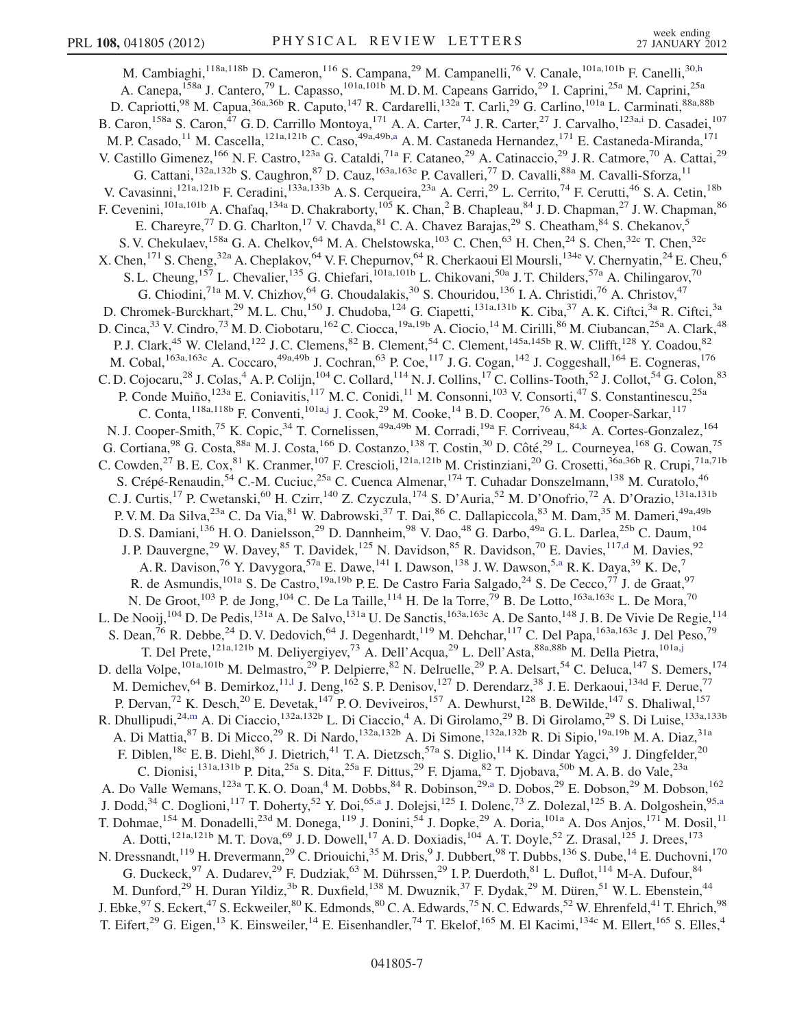M. Cambiaghi,[118a,118b] D. Cameron,[116] S. Campana,[29] M. Campanelli,[76] V. Canale,[101a,101b] F. Canelli,[30,h] A. Canepa,[158a] J. Cantero,[79] L. Capasso,[101a,101b] M. D. M. Capeans Garrido,[29] I. Caprini,[25a] M. Caprini,[25a] D. Capriotti,[98] M. Capua,[36a,36b] R. Caputo,[147] R. Cardarelli,[132a] T. Carli,[29] G. Carlino,[101a] L. Carminati,[88a,88b] B. Caron,[158a] S. Caron,[47] G. D. Carrillo Montoya,[171] A. A. Carter,[74] J. R. Carter,[27] J. Carvalho,[123a,i] D. Casadei,[107] M. P. Casado,[11] M. Cascella,[121a,121b] C. Caso,[49a,49b,a] A. M. Castaneda Hernandez,[171] E. Castaneda-Miranda,[171] V. Castillo Gimenez,[166] N. F. Castro,[123a] G. Cataldi,[71a] F. Cataneo,[29] A. Catinaccio,[29] J. R. Catmore,[70] A. Cattai,[29] G. Cattani,[132a,132b] S. Caughron,[87] D. Cauz,[163a,163c] P. Cavalleri,[77] D. Cavalli,[88a] M. Cavalli-Sforza,[11] V. Cavasinni,[121a,121b] F. Ceradini,[133a,133b] A. S. Cerqueira,[23a] A. Cerri,[29] L. Cerrito,[74] F. Cerutti,[46] S. A. Cetin,[18b] F. Cevenini,[101a,101b] A. Chafaq,[134a] D. Chakraborty,[105] K. Chan,[2] B. Chapleau,[84] J. D. Chapman,[27] J. W. Chapman,[86] E. Chareyre,[77] D. G. Charlton,[17] V. Chavda,[81] C. A. Chavez Barajas,[29] S. Cheatham,[84] S. Chekanov,[5] S. V. Chekulaev,[158a] G. A. Chelkov,[64] M. A. Chelstowska,[103] C. Chen,[63] H. Chen,[24] S. Chen,[32c] T. Chen,[32c] X. Chen,[171] S. Cheng,[32a] A. Cheplakov,[64] V. F. Chepurnov,[64] R. Cherkaoui El Moursli,[134e] V. Chernyatin,[24] E. Cheu,[6] S. L. Cheung,[157] L. Chevalier,[135] G. Chiefari,[101a,101b] L. Chikovani,[50a] J. T. Childers,[57a] A. Chilingarov,[70] G. Chiodini,[71a] M. V. Chizhov,[64] G. Choudalakis,[30] S. Chouridou,[136] I. A. Christidi,[76] A. Christov,[47] D. Chromek-Burckhart,[29] M. L. Chu,[150] J. Chudoba,[124] G. Ciapetti,[131a,131b] K. Ciba,[37] A. K. Ciftci,[3a] R. Ciftci,[3a] D. Cinca,[33] V. Cindro,[73] M. D. Ciobotaru,[162] C. Ciocca,[19a,19b] A. Ciocio,[14] M. Cirilli,[86] M. Ciubancan,[25a] A. Clark,[48] P. J. Clark,[45] W. Cleland,[122] J. C. Clemens,[82] B. Clement,[54] C. Clement,[145a,145b] R. W. Clifft,[128] Y. Coadou,[82] M. Cobal,[163a,163c] A. Coccaro,[49a,49b] J. Cochran,[63] P. Coe,[117] J. G. Cogan,[142] J. Coggeshall,[164] E. Cogneras,[176] C. D. Cojocaru,[28] J. Colas,[4] A. P. Colijn,[104] C. Collard,[114] N. J. Collins,[17] C. Collins-Tooth,[52] J. Collot,[54] G. Colon,[83] P. Conde Muiño,[123a] E. Coniavitis,[117] M. C. Conidi,[11] M. Consonni,[103] V. Consorti,[47] S. Constantinescu,[25a] C. Conta,[118a,118b] F. Conventi,[101a,j] J. Cook,[29] M. Cooke,[14] B. D. Cooper,[76] A. M. Cooper-Sarkar,[117] N. J. Cooper-Smith,[75] K. Copic,[34] T. Cornelissen,[49a,49b] M. Corradi,[19a] F. Corriveau,[84,k] A. Cortes-Gonzalez,[164] G. Cortiana,[98] G. Costa,[88a] M. J. Costa,[166] D. Costanzo,[138] T. Costin,[30] D. Côté,[29] L. Courneyea,[168] G. Cowan,[75] C. Cowden,[27] B. E. Cox,[81] K. Cranmer,[107] F. Crescioli,[121a,121b] M. Cristinziani,[20] G. Crosetti,[36a,36b] R. Crupi,[71a,71b] S. Crépé-Renaudin,[54] C.-M. Cuciuc,[25a] C. Cuenca Almenar,[174] T. Cuhadar Donszelmann,[138] M. Curatolo,[46] C. J. Curtis,[17] P. Cwetanski,[60] H. Czirr,[140] Z. Czyczula,[174] S. D'Auria,[52] M. D'Onofrio,[72] A. D'Orazio,[131a,131b] P. V. M. Da Silva,[23a] C. Da Via,[81] W. Dabrowski,[37] T. Dai,[86] C. Dallapiccola,[83] M. Dam,[35] M. Dameri,[49a,49b] D. S. Damiani,[136] H. O. Danielsson,[29] D. Dannheim,[98] V. Dao,[48] G. Darbo,[49a] G. L. Darlea,[25b] C. Daum,[104] J. P. Dauvergne,[29] W. Davey,[85] T. Davidek,[125] N. Davidson,[85] R. Davidson,[70] E. Davies,[117,d] M. Davies,[92] A. R. Davison,[76] Y. Davygora,[57a] E. Dawe,[141] I. Dawson,[138] J. W. Dawson,[5,a] R. K. Daya,[39] K. De,[7] R. de Asmundis,[101a] S. De Castro,[19a,19b] P. E. De Castro Faria Salgado,[24] S. De Cecco,[77] J. de Graat,[97] N. De Groot,[103] P. de Jong,[104] C. De La Taille,[114] H. De la Torre,[79] B. De Lotto,[163a,163c] L. De Mora,[70] L. De Nooij,[104] D. De Pedis,[131a] A. De Salvo,[131a] U. De Sanctis,[163a,163c] A. De Santo,[148] J. B. De Vivie De Regie,[114] S. Dean,[76] R. Debbe,[24] D. V. Dedovich,[64] J. Degenhardt,[119] M. Dehchar,[117] C. Del Papa,[163a,163c] J. Del Peso,[79] T. Del Prete,[121a,121b] M. Deliyergiyev,[73] A. Dell'Acqua,[29] L. Dell'Asta,[88a,88b] M. Della Pietra,[101a,j] D. della Volpe,[101a,101b] M. Delmastro,[29] P. Delpierre,[82] N. Delruelle,[29] P. A. Delsart,[54] C. Deluca,[147] S. Demers,[174] M. Demichev,[64] B. Demirkoz,[11,l] J. Deng,[162] S. P. Denisov,[127] D. Derendarz,[38] J. E. Derkaoui,[134d] F. Derue,[77] P. Dervan,[72] K. Desch,[20] E. Devetak,[147] P. O. Deviveiros,[157] A. Dewhurst,[128] B. DeWilde,[147] S. Dhaliwal,[157] R. Dhullipudi,[24,m] A. Di Ciaccio,[132a,132b] L. Di Ciaccio,[4] A. Di Girolamo,[29] B. Di Girolamo,[29] S. Di Luise,[133a,133b] A. Di Mattia,[87] B. Di Micco,[29] R. Di Nardo,[132a,132b] A. Di Simone,[132a,132b] R. Di Sipio,[19a,19b] M. A. Diaz,[31a] F. Diblen,[18c] E. B. Diehl,[86] J. Dietrich,[41] T. A. Dietzsch,[57a] S. Diglio,[114] K. Dindar Yagci,[39] J. Dingfelder,[20] C. Dionisi,[131a,131b] P. Dita,[25a] S. Dita,[25a] F. Dittus,[29] F. Djama,[82] T. Djobava,[50b] M. A. B. do Vale,[23a] A. Do Valle Wemans,[123a] T. K. O. Doan,[4] M. Dobbs,[84] R. Dobinson,[29,a] D. Dobos,[29] E. Dobson,[29] M. Dobson,[162] J. Dodd,[34] C. Doglioni,[117] T. Doherty,[52] Y. Doi,[65,a] J. Dolejsi,[125] I. Dolenc,[73] Z. Dolezal,[125] B. A. Dolgoshein,[95,a] T. Dohmae,[154] M. Donadelli,[23d] M. Donega,[119] J. Donini,[54] J. Dopke,[29] A. Doria,[101a] A. Dos Anjos,[171] M. Dosil,[11] A. Dotti,[121a,121b] M. T. Dova,[69] J. D. Dowell,[17] A. D. Doxiadis,[104] A. T. Doyle,[52] Z. Drasal,[125] J. Drees,[173] N. Dressnandt,[119] H. Drevermann,[29] C. Driouichi,[35] M. Dris,[9] J. Dubbert,[98] T. Dubbs,[136] S. Dube,[14] E. Duchovni,[170] G. Duckeck,[97] A. Dudarev,[29] F. Dudziak,[63] M. Dührssen,[29] I. P. Duerdoth,[81] L. Duflot,[114] M-A. Dufour,[84] M. Dunford,[29] H. Duran Yildiz,[3b] R. Duxfield,[138] M. Dwuznik,[37] F. Dydak,[29] M. Düren,[51] W. L. Ebenstein,[44] J. Ebke,[97] S. Eckert,[47] S. Eckweiler,[80] K. Edmonds,[80] C. A. Edwards,[75] N. C. Edwards,[52] W. Ehrenfeld,[41] T. Ehrich,[98] T. Eifert,[29] G. Eigen,[13] K. Einsweiler,[14] E. Eisenhandler,[74] T. Ekelof,[165] M. El Kacimi,[134c] M. Ellert,[165] S. Elles,[4]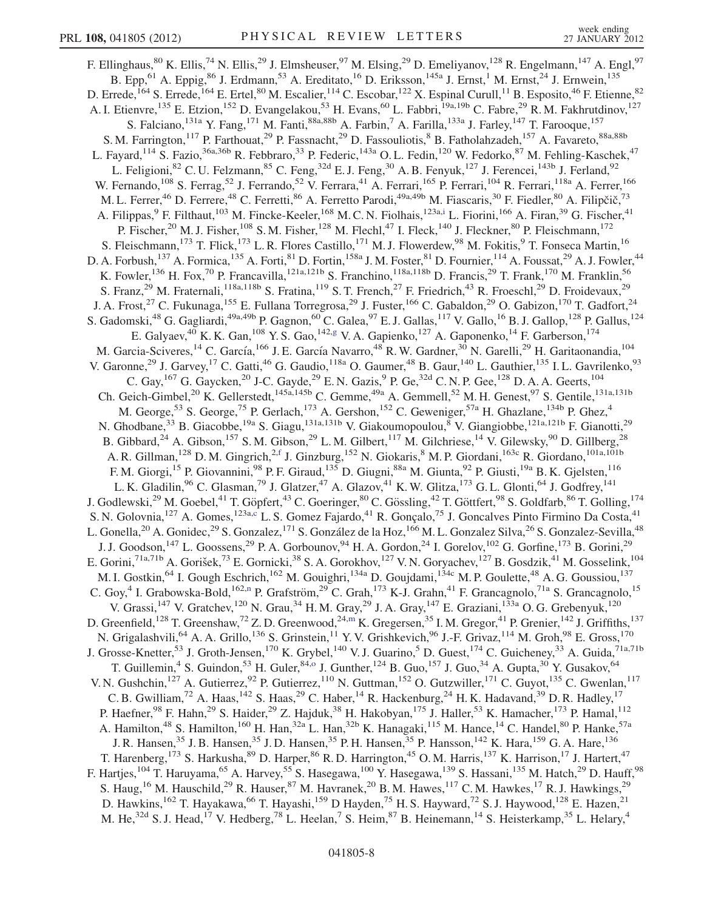F. Ellinghaus,[80] K. Ellis,[74] N. Ellis,[29] J. Elmsheuser,[97] M. Elsing,[29] D. Emeliyanov,[128] R. Engelmann,[147] A. Engl,[97] B. Epp,[61] A. Eppig,[86] J. Erdmann,[53] A. Ereditato,[16] D. Eriksson,[145a] J. Ernst,[1] M. Ernst,[24] J. Ernwein,[135] D. Errede,[164] S. Errede,[164] E. Ertel,[80] M. Escalier,[114] C. Escobar,[122] X. Espinal Curull,[11] B. Esposito,[46] F. Etienne,[82] A. I. Etienvre,[135] E. Etzion,[152] D. Evangelakou,[53] H. Evans,[60] L. Fabbri,[19a,19b] C. Fabre,[29] R. M. Fakhrutdinov,[127] S. Falciano,[131a] Y. Fang,[171] M. Fanti,[88a,88b] A. Farbin,[7] A. Farilla,[133a] J. Farley,[147] T. Farooque,[157] S. M. Farrington,[117] P. Farthouat,[29] P. Fassnacht,[29] D. Fassouliotis,[8] B. Fatholahzadeh,[157] A. Favareto,[88a,88b] L. Fayard,[114] S. Fazio,[36a,36b] R. Febbraro,[33] P. Federic,[143a] O. L. Fedin,[120] W. Fedorko,[87] M. Fehling-Kaschek,[47] L. Feligioni,[82] C. U. Felzmann,[85] C. Feng,[32d] E. J. Feng,[30] A. B. Fenyuk,[127] J. Ferencei,[143b] J. Ferland,[92] W. Fernando,[108] S. Ferrag,[52] J. Ferrando,[52] V. Ferrara,[41] A. Ferrari,[165] P. Ferrari,[104] R. Ferrari,[118a] A. Ferrer,[166] M. L. Ferrer,[46] D. Ferrere,[48] C. Ferretti,[86] A. Ferretto Parodi,[49a,49b] M. Fiascaris,[30] F. Fiedler,[80] A. Filipčič,[73] A. Filippas,[9] F. Filthaut,[103] M. Fincke-Keeler,[168] M. C. N. Fiolhais,[123a,i] L. Fiorini,[166] A. Firan,[39] G. Fischer,[41] P. Fischer,[20] M. J. Fisher,[108] S. M. Fisher,[128] M. Flechl,[47] I. Fleck,[140] J. Fleckner,[80] P. Fleischmann,[172] S. Fleischmann,[173] T. Flick,[173] L. R. Flores Castillo,[171] M. J. Flowerdew,[98] M. Fokitis,[9] T. Fonseca Martin,[16] D. A. Forbush,[137] A. Formica,[135] A. Forti,[81] D. Fortin,[158a] J. M. Foster,[81] D. Fournier,[114] A. Foussat,[29] A. J. Fowler,[44] K. Fowler,[136] H. Fox,[70] P. Francavilla,[121a,121b] S. Franchino,[118a,118b] D. Francis,[29] T. Frank,[170] M. Franklin,[56] S. Franz,[29] M. Fraternali,[118a,118b] S. Fratina,[119] S. T. French,[27] F. Friedrich,[43] R. Froeschl,[29] D. Froidevaux,[29] J. A. Frost,[27] C. Fukunaga,[155] E. Fullana Torregrosa,[29] J. Fuster,[166] C. Gabaldon,[29] O. Gabizon,[170] T. Gadfort,[24] S. Gadomski,[48] G. Gagliardi,[49a,49b] P. Gagnon,[60] C. Galea,[97] E. J. Gallas,[117] V. Gallo,[16] B. J. Gallop,[128] P. Gallus,[124] E. Galyaev,[40] K. K. Gan,[108] Y. S. Gao,[142,g] V. A. Gapienko,[127] A. Gaponenko,[14] F. Garberson,[174] M. Garcia-Sciveres,[14] C. García,[166] J. E. García Navarro,[48] R. W. Gardner,[30] N. Garelli,[29] H. Garitaonandia,[104] V. Garonne,[29] J. Garvey,[17] C. Gatti,[46] G. Gaudio,[118a] O. Gaumer,[48] B. Gaur,[140] L. Gauthier,[135] I. L. Gavrilenko,[93] C. Gay,[167] G. Gaycken,[20] J-C. Gayde,[29] E. N. Gazis,[9] P. Ge,[32d] C. N. P. Gee,[128] D. A. A. Geerts,[104] Ch. Geich-Gimbel,[20] K. Gellerstedt,[145a,145b] C. Gemme,[49a] A. Gemmell,[52] M. H. Genest,[97] S. Gentile,[131a,131b] M. George,[53] S. George,[75] P. Gerlach,[173] A. Gershon,[152] C. Geweniger,[57a] H. Ghazlane,[134b] P. Ghez,[4] N. Ghodbane,[33] B. Giacobbe,[19a] S. Giagu,[131a,131b] V. Giakoumopoulou,[8] V. Giangiobbe,[121a,121b] F. Gianotti,[29] B. Gibbard,[24] A. Gibson,[157] S. M. Gibson,[29] L. M. Gilbert,[117] M. Gilchriese,[14] V. Gilewsky,[90] D. Gillberg,[28] A. R. Gillman,[128] D. M. Gingrich,[2,f] J. Ginzburg,[152] N. Giokaris,[8] M. P. Giordani,[163c] R. Giordano,[101a,101b] F. M. Giorgi,[15] P. Giovannini,[98] P. F. Giraud,[135] D. Giugni,[88a] M. Giunta,[92] P. Giusti,[19a] B. K. Gjelsten,[116] L. K. Gladilin,[96] C. Glasman,[79] J. Glatzer,[47] A. Glazov,[41] K. W. Glitza,[173] G. L. Glonti,[64] J. Godfrey,[141] J. Godlewski,[29] M. Goebel,[41] T. Göpfert,[43] C. Goeringer,[80] C. Gössling,[42] T. Göttfert,[98] S. Goldfarb,[86] T. Golling,[174] S. N. Golovnia,[127] A. Gomes,[123a,c] L. S. Gomez Fajardo,[41] R. Gonçalo,[75] J. Goncalves Pinto Firmino Da Costa,[41] L. Gonella,[20] A. Gonidec,[29] S. Gonzalez,[171] S. González de la Hoz,[166] M. L. Gonzalez Silva,[26] S. Gonzalez-Sevilla,[48] J. J. Goodson,[147] L. Goossens,[29] P. A. Gorbounov,[94] H. A. Gordon,[24] I. Gorelov,[102] G. Gorfine,[173] B. Gorini,[29] E. Gorini,[71a,71b] A. Gorišek,[73] E. Gornicki,[38] S. A. Gorokhov,[127] V. N. Goryachev,[127] B. Gosdzik,[41] M. Gosselink,[104] M. I. Gostkin,[64] I. Gough Eschrich,[162] M. Gouighri,[134a] D. Goujdami,[134c] M. P. Goulette,[48] A. G. Goussiou,[137] C. Goy,[4] I. Grabowska-Bold,[162,n] P. Grafström,[29] C. Grah,[173] K-J. Grahn,[41] F. Grancagnolo,[71a] S. Grancagnolo,[15] V. Grassi,[147] V. Gratchev,[120] N. Grau,[34] H. M. Gray,[29] J. A. Gray,[147] E. Graziani,[133a] O. G. Grebenyuk,[120] D. Greenfield,[128] T. Greenshaw,[72] Z. D. Greenwood,[24,m] K. Gregersen,[35] I. M. Gregor,[41] P. Grenier,[142] J. Griffiths,[137] N. Grigalashvili,[64] A. A. Grillo,[136] S. Grinstein,[11] Y. V. Grishkevich,[96] J.-F. Grivaz,[114] M. Groh,[98] E. Gross,[170] J. Grosse-Knetter,[53] J. Groth-Jensen,[170] K. Grybel,[140] V. J. Guarino,[5] D. Guest,[174] C. Guicheney,[33] A. Guida,[71a,71b] T. Guillemin,[4] S. Guindon,[53] H. Guler,[84,o] J. Gunther,[124] B. Guo,[157] J. Guo,[34] A. Gupta,[30] Y. Gusakov,[64] V. N. Gushchin,[127] A. Gutierrez,[92] P. Gutierrez,[110] N. Guttman,[152] O. Gutzwiller,[171] C. Guyot,[135] C. Gwenlan,[117] C. B. Gwilliam,[72] A. Haas,[142] S. Haas,[29] C. Haber,[14] R. Hackenburg,[24] H. K. Hadavand,[39] D. R. Hadley,[17] P. Haefner,[98] F. Hahn,[29] S. Haider,[29] Z. Hajduk,[38] H. Hakobyan,[175] J. Haller,[53] K. Hamacher,[173] P. Hamal,[112] A. Hamilton,[48] S. Hamilton,[160] H. Han,[32a] L. Han,[32b] K. Hanagaki,[115] M. Hance,[14] C. Handel,[80] P. Hanke,[57a] J. R. Hansen,[35] J. B. Hansen,[35] J. D. Hansen,[35] P. H. Hansen,[35] P. Hansson,[142] K. Hara,[159] G. A. Hare,[136] T. Harenberg,[173] S. Harkusha,[89] D. Harper,[86] R. D. Harrington,[45] O. M. Harris,[137] K. Harrison,[17] J. Hartert,[47] F. Hartjes,[104] T. Haruyama,[65] A. Harvey,[55] S. Hasegawa,[100] Y. Hasegawa,[139] S. Hassani,[135] M. Hatch,[29] D. Hauff,[98] S. Haug,[16] M. Hauschild,[29] R. Hauser,[87] M. Havranek,[20] B. M. Hawes,[117] C. M. Hawkes,[17] R. J. Hawkings,[29] D. Hawkins,[162] T. Hayakawa,[66] T. Hayashi,[159] D Hayden,[75] H. S. Hayward,[72] S. J. Haywood,[128] E. Hazen,[21] M. He,[32d] S. J. Head,[17] V. Hedberg,[78] L. Heelan,[7] S. Heim,[87] B. Heinemann,[14] S. Heisterkamp,[35] L. Helary,[4]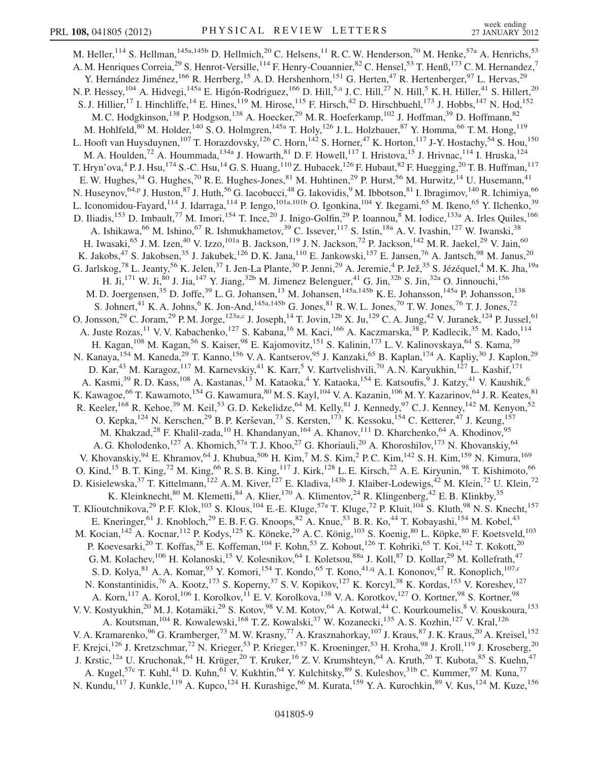M. Heller,[114] S. Hellman,[145a,145b] D. Hellmich,[20] C. Helsens,[11] R. C. W. Henderson,[70] M. Henke,[57a] A. Henrichs,[53] A. M. Henriques Correia,[29] S. Henrot-Versille,[114] F. Henry-Couannier,[82] C. Hensel,[53] T. Henß,[173] C. M. Hernandez,[7] Y. Hernández Jiménez,[166] R. Herrberg,[15] A. D. Hershenhorn,[151] G. Herten,[47] R. Hertenberger,[97] L. Hervas,[29] N. P. Hessey,[104] A. Hidvegi,[145a] E. Higón-Rodriguez,[166] D. Hill,[5,a] J. C. Hill,[27] N. Hill,[5] K. H. Hiller,[41] S. Hillert,[20] S. J. Hillier,[17] I. Hinchliffe,[14] E. Hines,[119] M. Hirose,[115] F. Hirsch,[42] D. Hirschbuehl,[173] J. Hobbs,[147] N. Hod,[152] M. C. Hodgkinson,[138] P. Hodgson,[138] A. Hoecker,[29] M. R. Hoeferkamp,[102] J. Hoffman,[39] D. Hoffmann,[82] M. Hohlfeld,[80] M. Holder,[140] S. O. Holmgren,[145a] T. Holy,[126] J. L. Holzbauer,[87] Y. Homma,[66] T. M. Hong,[119] L. Hooft van Huysduynen,[107] T. Horazdovsky,[126] C. Horn,[142] S. Horner,[47] K. Horton,[117] J-Y. Hostachy,[54] S. Hou,[150] M. A. Houlden,[72] A. Hoummada,[134a] J. Howarth,[81] D. F. Howell,[117] I. Hristova,[15] J. Hrivnac,[114] I. Hruska,[124] T. Hryn'ova,[4] P. J. Hsu,[174] S.-C. Hsu,[14] G. S. Huang,[110] Z. Hubacek,[126] F. Hubaut,[82] F. Huegging,[20] T. B. Huffman,[117] E. W. Hughes,[34] G. Hughes,[70] R. E. Hughes-Jones,[81] M. Huhtinen,[29] P. Hurst,[56] M. Hurwitz,[14] U. Husemann,[41] N. Huseynov,[64,p] J. Huston,[87] J. Huth,[56] G. Iacobucci,[48] G. Iakovidis,[9] M. Ibbotson,[81] I. Ibragimov,[140] R. Ichimiya,[66] L. Iconomidou-Fayard,[114] J. Idarraga,[114] P. Iengo,[101a,101b] O. Igonkina,[104] Y. Ikegami,[65] M. Ikeno,[65] Y. Ilchenko,[39] D. Iliadis,[153] D. Imbault,[77] M. Imori,[154] T. Ince,[20] J. Inigo-Golfin,[29] P. Ioannou,[8] M. Iodice,[133a] A. Irles Quiles,[166] A. Ishikawa,[66] M. Ishino,[67] R. Ishmukhametov,[39] C. Issever,[117] S. Istin,[18a] A. V. Ivashin,[127] W. Iwanski,[38] H. Iwasaki,[65] J. M. Izen,[40] V. Izzo,[101a] B. Jackson,[119] J. N. Jackson,[72] P. Jackson,[142] M. R. Jaekel,[29] V. Jain,[60] K. Jakobs,[47] S. Jakobsen,[35] J. Jakubek,[126] D. K. Jana,[110] E. Jankowski,[157] E. Jansen,[76] A. Jantsch,[98] M. Janus,[20] G. Jarlskog,[78] L. Jeanty,[56] K. Jelen,[37] I. Jen-La Plante,[30] P. Jenni,[29] A. Jeremie,[4] P. Jež,[35] S. Jézéquel,[4] M. K. Jha,[19a] H. Ji,[171] W. Ji,[80] J. Jia,[147] Y. Jiang,[32b] M. Jimenez Belenguer,[41] G. Jin,[32b] S. Jin,[32a] O. Jinnouchi,[156] M. D. Joergensen,[35] D. Joffe,[39] L. G. Johansen,[13] M. Johansen,[145a,145b] K. E. Johansson,[145a] P. Johansson,[138] S. Johnert,[41] K. A. Johns,[6] K. Jon-And,[145a,145b] G. Jones,[81] R. W. L. Jones,[70] T. W. Jones,[76] T. J. Jones,[72] O. Jonsson,[29] C. Joram,[29] P. M. Jorge,[123a,c] J. Joseph,[14] T. Jovin,[12b] X. Ju,[129] C. A. Jung,[42] V. Juranek,[124] P. Jussel,[61] A. Juste Rozas,[11] V. V. Kabachenko,[127] S. Kabana,[16] M. Kaci,[166] A. Kaczmarska,[38] P. Kadlecik,[35] M. Kado,[114] H. Kagan,[108] M. Kagan,[56] S. Kaiser,[98] E. Kajomovitz,[151] S. Kalinin,[173] L. V. Kalinovskaya,[64] S. Kama,[39] N. Kanaya,[154] M. Kaneda,[29] T. Kanno,[156] V. A. Kantserov,[95] J. Kanzaki,[65] B. Kaplan,[174] A. Kapliy,[30] J. Kaplon,[29] D. Kar,[43] M. Karagoz,[117] M. Karnevskiy,[41] K. Karr,[5] V. Kartvelishvili,[70] A. N. Karyukhin,[127] L. Kashif,[171] A. Kasmi,[39] R. D. Kass,[108] A. Kastanas,[13] M. Kataoka,[4] Y. Kataoka,[154] E. Katsoufis,[9] J. Katzy,[41] V. Kaushik,[6] K. Kawagoe,[66] T. Kawamoto,[154] G. Kawamura,[80] M. S. Kayl,[104] V. A. Kazanin,[106] M. Y. Kazarinov,[64] J. R. Keates,[81] R. Keeler,[168] R. Kehoe,[39] M. Keil,[53] G. D. Kekelidze,[64] M. Kelly,[81] J. Kennedy,[97] C. J. Kenney,[142] M. Kenyon,[52] O. Kepka,[124] N. Kerschen,[29] B. P. Kerševan,[73] S. Kersten,[173] K. Kessoku,[154] C. Ketterer,[47] J. Keung,[157] M. Khakzad,[28] F. Khalil-zada,[10] H. Khandanyan,[164] A. Khanov,[111] D. Kharchenko,[64] A. Khodinov,[95] A. G. Kholodenko,[127] A. Khomich,[57a] T. J. Khoo,[27] G. Khoriauli,[20] A. Khoroshilov,[173] N. Khovanskiy,[64] V. Khovanskiy,[94] E. Khramov,[64] J. Khubua,[50b] H. Kim,[7] M. S. Kim,[2] P. C. Kim,[142] S. H. Kim,[159] N. Kimura,[169] O. Kind,[15] B. T. King,[72] M. King,[66] R. S. B. King,[117] J. Kirk,[128] L. E. Kirsch,[22] A. E. Kiryunin,[98] T. Kishimoto,[66] D. Kisielewska,[37] T. Kittelmann,[122] A. M. Kiver,[127] E. Kladiva,[143b] J. Klaiber-Lodewigs,[42] M. Klein,[72] U. Klein,[72] K. Kleinknecht,[80] M. Klemetti,[84] A. Klier,[170] A. Klimentov,[24] R. Klingenberg,[42] E. B. Klinkby,[35] T. Klioutchnikova,[29] P. F. Klok,[103] S. Klous,[104] E.-E. Kluge,[57a] T. Kluge,[72] P. Kluit,[104] S. Kluth,[98] N. S. Knecht,[157] E. Kneringer,[61] J. Knobloch,[29] E. B. F. G. Knoops,[82] A. Knue,[53] B. R. Ko,[44] T. Kobayashi,[154] M. Kobel,[43] M. Kocian,[142] A. Kocnar,[112] P. Kodys,[125] K. Köneke,[29] A. C. König,[103] S. Koenig,[80] L. Köpke,[80] F. Koetsveld,[103] P. Koevesarki,[20] T. Koffas,[28] E. Koffeman,[104] F. Kohn,[53] Z. Kohout,[126] T. Kohriki,[65] T. Koi,[142] T. Kokott,[20] G. M. Kolachev,[106] H. Kolanoski,[15] V. Kolesnikov,[64] I. Koletsou,[88a] J. Koll,[87] D. Kollar,[29] M. Kollefrath,[47] S. D. Kolya,[81] A. A. Komar,[93] Y. Komori,[154] T. Kondo,[65] T. Kono,[41,q] A. I. Kononov,[47] R. Konoplich,[107,r] N. Konstantinidis,[76] A. Kootz,[173] S. Koperny,[37] S. V. Kopikov,[127] K. Korcyl,[38] K. Kordas,[153] V. Koreshev,[127] A. Korn,[117] A. Korol,[106] I. Korolkov,[11] E. V. Korolkova,[138] V. A. Korotkov,[127] O. Kortner,[98] S. Kortner,[98] V. V. Kostyukhin,[20] M. J. Kotamäki,[29] S. Kotov,[98] V. M. Kotov,[64] A. Kotwal,[44] C. Kourkoumelis,[8] V. Kouskoura,[153] A. Koutsman,[104] R. Kowalewski,[168] T. Z. Kowalski,[37] W. Kozanecki,[135] A. S. Kozhin,[127] V. Kral,[126] V. A. Kramarenko,[96] G. Kramberger,[73] M. W. Krasny,[77] A. Krasznahorkay,[107] J. Kraus,[87] J. K. Kraus,[20] A. Kreisel,[152] F. Krejci,[126] J. Kretzschmar,[72] N. Krieger,[53] P. Krieger,[157] K. Kroeninger,[53] H. Kroha,[98] J. Kroll,[119] J. Kroseberg,[20] J. Krstic,[12a] U. Kruchonak,[64] H. Krüger,[20] T. Kruker,[16] Z. V. Krumshteyn,[64] A. Kruth,[20] T. Kubota,[85] S. Kuehn,[47] A. Kugel,[57c] T. Kuhl,[41] D. Kuhn,[61] V. Kukhtin,[64] Y. Kulchitsky,[89] S. Kuleshov,[31b] C. Kummer,[97] M. Kuna,[77] N. Kundu,[117] J. Kunkle,[119] A. Kupco,[124] H. Kurashige,[66] M. Kurata,[159] Y. A. Kurochkin,[89] V. Kus,[124] M. Kuze,[156]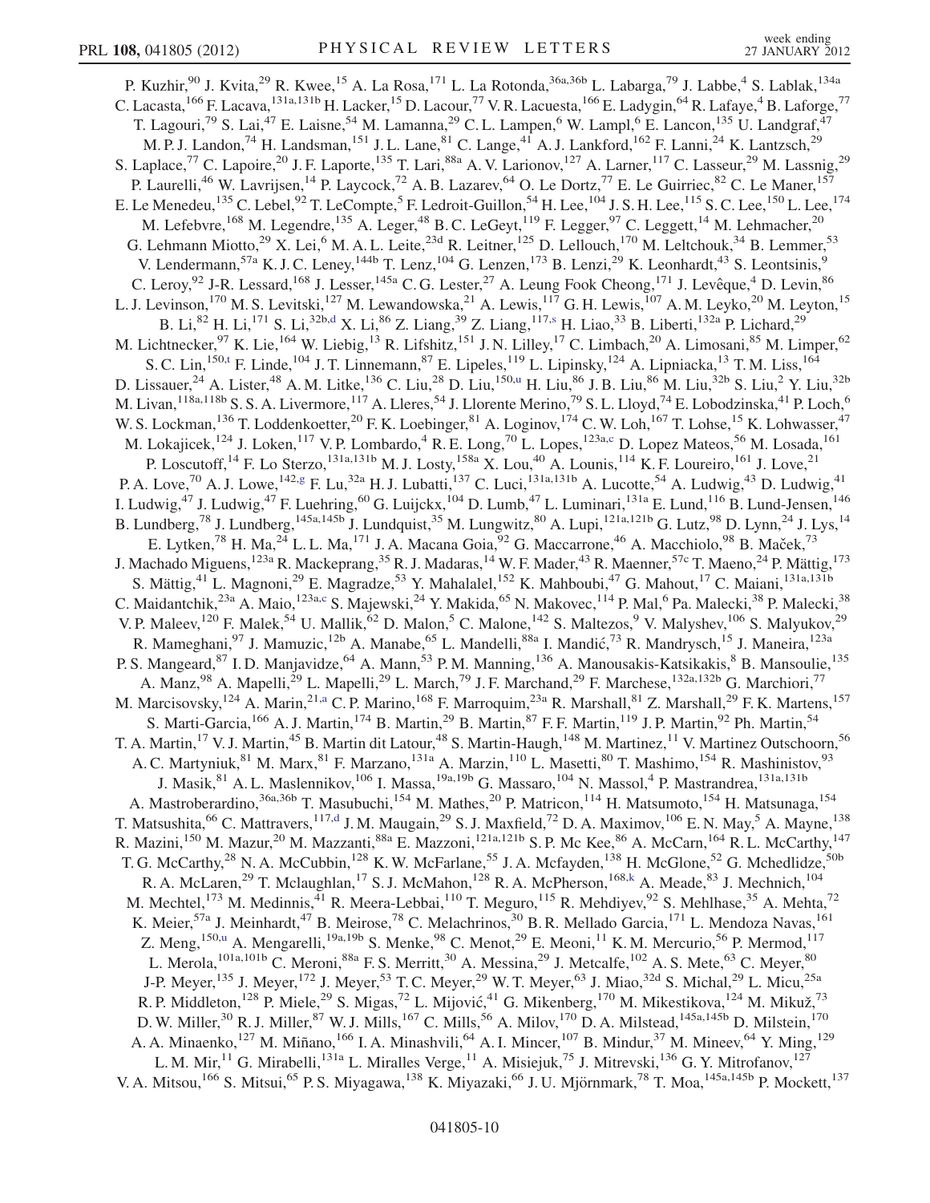P. Kuzhir,[90] J. Kvita,[29] R. Kwee,[15] A. La Rosa,[171] L. La Rotonda,[36a,36b] L. Labarga,[79] J. Labbe,[4] S. Lablak,[134a] C. Lacasta,[166] F. Lacava,[131a,131b] H. Lacker,[15] D. Lacour,[77] V. R. Lacuesta,[166] E. Ladygin,[64] R. Lafaye,[4] B. Laforge,[77] T. Lagouri,[79] S. Lai,[47] E. Laisne,[54] M. Lamanna,[29] C. L. Lampen,[6] W. Lampl,[6] E. Lancon,[135] U. Landgraf,[47] M. P. J. Landon,[74] H. Landsman,[151] J. L. Lane,[81] C. Lange,[41] A. J. Lankford,[162] F. Lanni,[24] K. Lantzsch,[29] S. Laplace,[77] C. Lapoire,[20] J. F. Laporte,[135] T. Lari,[88a] A. V. Larionov,[127] A. Larner,[117] C. Lasseur,[29] M. Lassnig,[29] P. Laurelli,[46] W. Lavrijsen,[14] P. Laycock,[72] A. B. Lazarev,[64] O. Le Dortz,[77] E. Le Guirriec,[82] C. Le Maner,[157] E. Le Menedeu,[135] C. Lebel,[92] T. LeCompte,[5] F. Ledroit-Guillon,[54] H. Lee,[104] J. S. H. Lee,[115] S. C. Lee,[150] L. Lee,[174] M. Lefebvre,[168] M. Legendre,[135] A. Leger,[48] B. C. LeGeyt,[119] F. Legger,[97] C. Leggett,[14] M. Lehmacher,[20] G. Lehmann Miotto,[29] X. Lei,[6] M. A. L. Leite,[23d] R. Leitner,[125] D. Lellouch,[170] M. Leltchouk,[34] B. Lemmer,[53] V. Lendermann,[57a] K. J. C. Leney,[144b] T. Lenz,[104] G. Lenzen,[173] B. Lenzi,[29] K. Leonhardt,[43] S. Leontsinis,[9] C. Leroy,[92] J-R. Lessard,[168] J. Lesser,[145a] C. G. Lester,[27] A. Leung Fook Cheong,[171] J. Levêque,[4] D. Levin,[86] L. J. Levinson,[170] M. S. Levitski,[127] M. Lewandowska,[21] A. Lewis,[117] G. H. Lewis,[107] A. M. Leyko,[20] M. Leyton,[15] B. Li,[82] H. Li,[171] S. Li,[32b,d] X. Li,[86] Z. Liang,[39] Z. Liang,[117,s] H. Liao,[33] B. Liberti,[132a] P. Lichard,[29] M. Lichtnecker,[97] K. Lie,[164] W. Liebig,[13] R. Lifshitz,[151] J. N. Lilley,[17] C. Limbach,[20] A. Limosani,[85] M. Limper,[62] S. C. Lin,[150,t] F. Linde,[104] J. T. Linnemann,[87] E. Lipeles,[119] L. Lipinsky,[124] A. Lipniacka,[13] T. M. Liss,[164] D. Lissauer,[24] A. Lister,[48] A. M. Litke,[136] C. Liu,[28] D. Liu,[150,u] H. Liu,[86] J. B. Liu,[86] M. Liu,[32b] S. Liu,[2] Y. Liu,[32b] M. Livan,[118a,118b] S. S. A. Livermore,[117] A. Lleres,[54] J. Llorente Merino,[79] S. L. Lloyd,[74] E. Lobodzinska,[41] P. Loch,[6] W. S. Lockman,[136] T. Loddenkoetter,[20] F. K. Loebinger,[81] A. Loginov,[174] C. W. Loh,[167] T. Lohse,[15] K. Lohwasser,[47] M. Lokajicek,[124] J. Loken,[117] V. P. Lombardo,[4] R. E. Long,[70] L. Lopes,[123a,c] D. Lopez Mateos,[56] M. Losada,[161] P. Loscutoff,[14] F. Lo Sterzo,[131a,131b] M. J. Losty,[158a] X. Lou,[40] A. Lounis,[114] K. F. Loureiro,[161] J. Love,[21] P. A. Love,[70] A. J. Lowe,[142,g] F. Lu,[32a] H. J. Lubatti,[137] C. Luci,[131a,131b] A. Lucotte,[54] A. Ludwig,[43] D. Ludwig,[41] I. Ludwig,[47] J. Ludwig,[47] F. Luehring,[60] G. Luijckx,[104] D. Lumb,[47] L. Luminari,[131a] E. Lund,[116] B. Lund-Jensen,[146] B. Lundberg,[78] J. Lundberg,[145a,145b] J. Lundquist,[35] M. Lungwitz,[80] A. Lupi,[121a,121b] G. Lutz,[98] D. Lynn,[24] J. Lys,[14] E. Lytken,[78] H. Ma,[24] L. L. Ma,[171] J. A. Macana Goia,[92] G. Maccarrone,[46] A. Macchiolo,[98] B. Maček,[73] J. Machado Miguens,[123a] R. Mackeprang,[35] R. J. Madaras,[14] W. F. Mader,[43] R. Maenner,[57c] T. Maeno,[24] P. Mättig,[173] S. Mättig,[41] L. Magnoni,[29] E. Magradze,[53] Y. Mahalalel,[152] K. Mahboubi,[47] G. Mahout,[17] C. Maiani,[131a,131b] C. Maidantchik,[23a] A. Maio,[123a,c] S. Majewski,[24] Y. Makida,[65] N. Makovec,[114] P. Mal,[6] Pa. Malecki,[38] P. Malecki,[38] V. P. Maleev,[120] F. Malek,[54] U. Mallik,[62] D. Malon,[5] C. Malone,[142] S. Maltezos,[9] V. Malyshev,[106] S. Malyukov,[29] R. Mameghani,[97] J. Mamuzic,[12b] A. Manabe,[65] L. Mandelli,[88a] I. Mandić,[73] R. Mandrysch,[15] J. Maneira,[123a] P. S. Mangeard,[87] I. D. Manjavidze,[64] A. Mann,[53] P. M. Manning,[136] A. Manousakis-Katsikakis,[8] B. Mansoulie,[135] A. Manz,[98] A. Mapelli,[29] L. Mapelli,[29] L. March,[79] J. F. Marchand,[29] F. Marchese,[132a,132b] G. Marchiori,[77] M. Marcisovsky,[124] A. Marin,[21,a] C. P. Marino,[168] F. Marroquim,[23a] R. Marshall,[81] Z. Marshall,[29] F. K. Martens,[157] S. Marti-Garcia,[166] A. J. Martin,[174] B. Martin,[29] B. Martin,[87] F. F. Martin,[119] J. P. Martin,[92] Ph. Martin,[54] T. A. Martin,[17] V. J. Martin,[45] B. Martin dit Latour,[48] S. Martin-Haugh,[148] M. Martinez,[11] V. Martinez Outschoorn,[56] A. C. Martyniuk,[81] M. Marx,[81] F. Marzano,[131a] A. Marzin,[110] L. Masetti,[80] T. Mashimo,[154] R. Mashinistov,[93] J. Masik,[81] A. L. Maslennikov,[106] I. Massa,[19a,19b] G. Massaro,[104] N. Massol,[4] P. Mastrandrea,[131a,131b] A. Mastroberardino,[36a,36b] T. Masubuchi,[154] M. Mathes,[20] P. Matricon,[114] H. Matsumoto,[154] H. Matsunaga,[154] T. Matsushita,[66] C. Mattravers,[117,d] J. M. Maugain,[29] S. J. Maxfield,[72] D. A. Maximov,[106] E. N. May,[5] A. Mayne,[138] R. Mazini,[150] M. Mazur,[20] M. Mazzanti,[88a] E. Mazzoni,[121a,121b] S. P. Mc Kee,[86] A. McCarn,[164] R. L. McCarthy,[147] T. G. McCarthy,[28] N. A. McCubbin,[128] K. W. McFarlane,[55] J. A. Mcfayden,[138] H. McGlone,[52] G. Mchedlidze,[50b] R. A. McLaren,[29] T. Mclaughlan,[17] S. J. McMahon,[128] R. A. McPherson,[168,k] A. Meade,[83] J. Mechnich,[104] M. Mechtel,[173] M. Medinnis,[41] R. Meera-Lebbai,[110] T. Meguro,[115] R. Mehdiyev,[92] S. Mehlhase,[35] A. Mehta,[72] K. Meier,[57a] J. Meinhardt,[47] B. Meirose,[78] C. Melachrinos,[30] B. R. Mellado Garcia,[171] L. Mendoza Navas,[161] Z. Meng,[150,u] A. Mengarelli,[19a,19b] S. Menke,[98] C. Menot,[29] E. Meoni,[11] K. M. Mercurio,[56] P. Mermod,[117] L. Merola,[101a,101b] C. Meroni,[88a] F. S. Merritt,[30] A. Messina,[29] J. Metcalfe,[102] A. S. Mete,[63] C. Meyer,[80] J-P. Meyer,[135] J. Meyer,[172] J. Meyer,[53] T. C. Meyer,[29] W. T. Meyer,[63] J. Miao,[32d] S. Michal,[29] L. Micu,[25a] R. P. Middleton,[128] P. Miele,[29] S. Migas,[72] L. Mijović,[41] G. Mikenberg,[170] M. Mikestikova,[124] M. Mikuž,[73] D. W. Miller,[30] R. J. Miller,[87] W. J. Mills,[167] C. Mills,[56] A. Milov,[170] D. A. Milstead,[145a,145b] D. Milstein,[170] A. A. Minaenko,[127] M. Miñano,[166] I. A. Minashvili,[64] A. I. Mincer,[107] B. Mindur,[37] M. Mineev,[64] Y. Ming,[129] L. M. Mir,[11] G. Mirabelli,[131a] L. Miralles Verge,[11] A. Misiejuk,[75] J. Mitrevski,[136] G. Y. Mitrofanov,[127] V. A. Mitsou,[166] S. Mitsui,[65] P. S. Miyagawa,[138] K. Miyazaki,[66] J. U. Mjörnmark,[78] T. Moa,[145a,145b] P. Mockett,[137]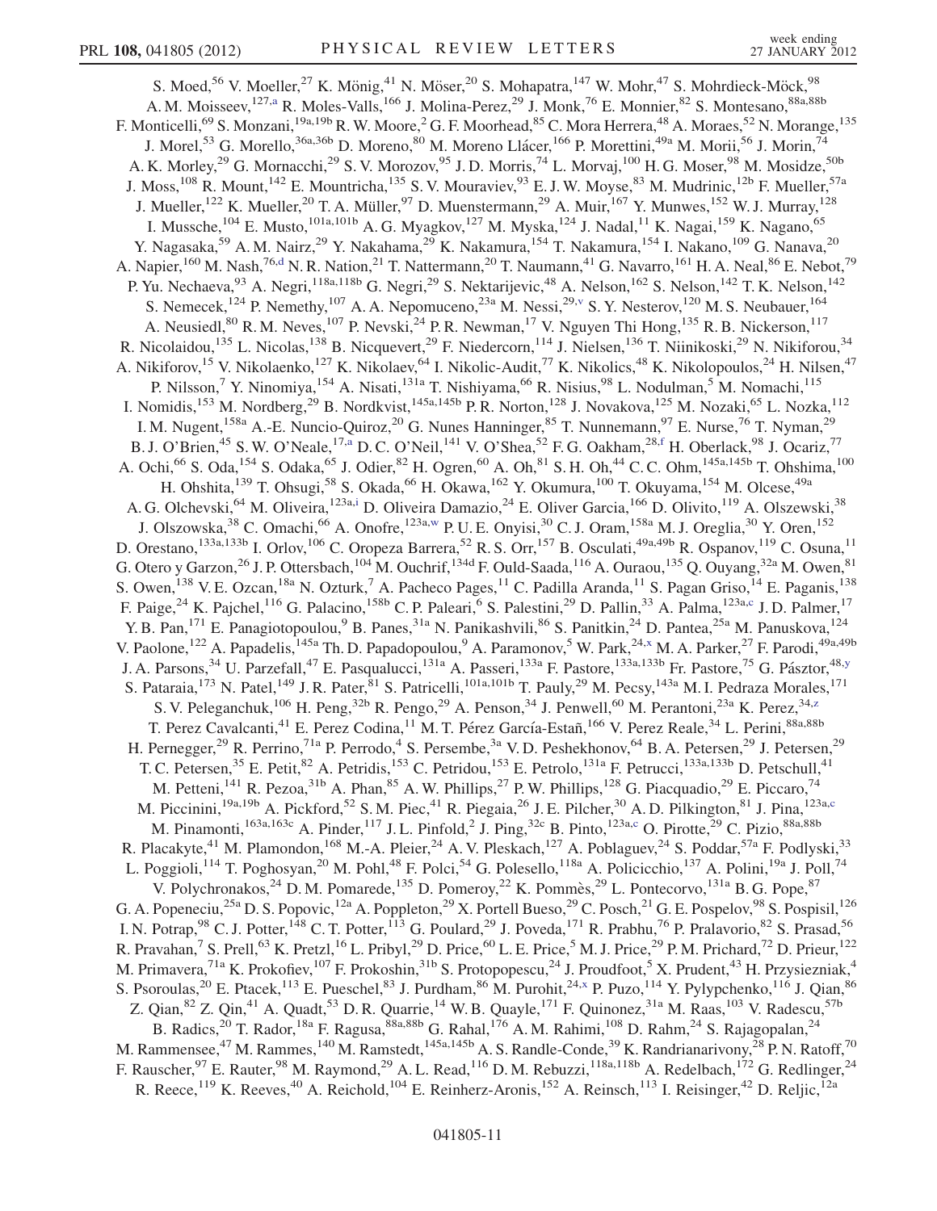S. Moed,[56] V. Moeller,[27] K. Mönig,[41] N. Möser,[20] S. Mohapatra,[147] W. Mohr,[47] S. Mohrdieck-Möck,[98] A. M. Moisseev,[127,a] R. Moles-Valls,[166] J. Molina-Perez,[29] J. Monk,[76] E. Monnier,[82] S. Montesano,[88a,88b] F. Monticelli,[69] S. Monzani,[19a,19b] R. W. Moore,[2] G. F. Moorhead,[85] C. Mora Herrera,[48] A. Moraes,[52] N. Morange,[135] J. Morel,[53] G. Morello,[36a,36b] D. Moreno,[80] M. Moreno Llácer,[166] P. Morettini,[49a] M. Morii,[56] J. Morin,[74] A. K. Morley,[29] G. Mornacchi,[29] S. V. Morozov,[95] J. D. Morris,[74] L. Morvaj,[100] H. G. Moser,[98] M. Mosidze,[50b] J. Moss,[108] R. Mount,[142] E. Mountricha,[135] S. V. Mouraviev,[93] E. J. W. Moyse,[83] M. Mudrinic,[12b] F. Mueller,[57a] J. Mueller,[122] K. Mueller,[20] T. A. Müller,[97] D. Muenstermann,[29] A. Muir,[167] Y. Munwes,[152] W. J. Murray,[128] I. Mussche,[104] E. Musto,[101a,101b] A. G. Myagkov,[127] M. Myska,[124] J. Nadal,[11] K. Nagai,[159] K. Nagano,[65] Y. Nagasaka,[59] A. M. Nairz,[29] Y. Nakahama,[29] K. Nakamura,[154] T. Nakamura,[154] I. Nakano,[109] G. Nanava,[20] A. Napier,[160] M. Nash,[76,d] N. R. Nation,[21] T. Nattermann,[20] T. Naumann,[41] G. Navarro,[161] H. A. Neal,[86] E. Nebot,[79] P. Yu. Nechaeva,[93] A. Negri,[118a,118b] G. Negri,[29] S. Nektarijevic,[48] A. Nelson,[162] S. Nelson,[142] T. K. Nelson,[142] S. Nemecek,[124] P. Nemethy,[107] A. A. Nepomuceno,[23a] M. Nessi,[29,v] S. Y. Nesterov,[120] M. S. Neubauer,[164] A. Neusiedl,[80] R. M. Neves,[107] P. Nevski,[24] P. R. Newman,[17] V. Nguyen Thi Hong,[135] R. B. Nickerson,[117] R. Nicolaidou,[135] L. Nicolas,[138] B. Nicquevert,[29] F. Niedercorn,[114] J. Nielsen,[136] T. Niinikoski,[29] N. Nikiforou,[34] A. Nikiforov,[15] V. Nikolaenko,[127] K. Nikolaev,[64] I. Nikolic-Audit,[77] K. Nikolics,[48] K. Nikolopoulos,[24] H. Nilsen,[47] P. Nilsson,[7] Y. Ninomiya,[154] A. Nisati,[131a] T. Nishiyama,[66] R. Nisius,[98] L. Nodulman,[5] M. Nomachi,[115] I. Nomidis,[153] M. Nordberg,[29] B. Nordkvist,[145a,145b] P. R. Norton,[128] J. Novakova,[125] M. Nozaki,[65] L. Nozka,[112] I. M. Nugent,[158a] A.-E. Nuncio-Quiroz,[20] G. Nunes Hanninger,[85] T. Nunnemann,[97] E. Nurse,[76] T. Nyman,[29] B. J. O'Brien,[45] S. W. O'Neale,[17,a] D. C. O'Neil,[141] V. O'Shea,[52] F. G. Oakham,[28,f] H. Oberlack,[98] J. Ocariz,[77] A. Ochi,[66] S. Oda,[154] S. Odaka,[65] J. Odier,[82] H. Ogren,[60] A. Oh,[81] S. H. Oh,[44] C. C. Ohm,[145a,145b] T. Ohshima,[100] H. Ohshita,[139] T. Ohsugi,[58] S. Okada,[66] H. Okawa,[162] Y. Okumura,[100] T. Okuyama,[154] M. Olcese,[49a] A. G. Olchevski,[64] M. Oliveira,[123a,i] D. Oliveira Damazio,[24] E. Oliver Garcia,[166] D. Olivito,[119] A. Olszewski,[38] J. Olszowska,[38] C. Omachi,[66] A. Onofre,[123a,w] P. U. E. Onyisi,[30] C. J. Oram,[158a] M. J. Oreglia,[30] Y. Oren,[152] D. Orestano,[133a,133b] I. Orlov,[106] C. Oropeza Barrera,[52] R. S. Orr,[157] B. Osculati,[49a,49b] R. Ospanov,[119] C. Osuna,[11] G. Otero y Garzon,[26] J. P. Ottersbach,[104] M. Ouchrif,[134d] F. Ould-Saada,[116] A. Ouraou,[135] Q. Ouyang,[32a] M. Owen,[81] S. Owen,[138] V. E. Ozcan,[18a] N. Ozturk,[7] A. Pacheco Pages,[11] C. Padilla Aranda,[11] S. Pagan Griso,[14] E. Paganis,[138] F. Paige,[24] K. Pajchel,[116] G. Palacino,[158b] C. P. Paleari,[6] S. Palestini,[29] D. Pallin,[33] A. Palma,[123a,c] J. D. Palmer,[17] Y. B. Pan,[171] E. Panagiotopoulou,[9] B. Panes,[31a] N. Panikashvili,[86] S. Panitkin,[24] D. Pantea,[25a] M. Panuskova,[124] V. Paolone,[122] A. Papadelis,[145a] Th. D. Papadopoulou,[9] A. Paramonov,[5] W. Park,[24,x] M. A. Parker,[27] F. Parodi,[49a,49b] J. A. Parsons,[34] U. Parzefall,[47] E. Pasqualucci,[131a] A. Passeri,[133a] F. Pastore,[133a,133b] Fr. Pastore,[75] G. Pásztor,[48,y] S. Pataraia,[173] N. Patel,[149] J. R. Pater,[81] S. Patricelli,[101a,101b] T. Pauly,[29] M. Pecsy,[143a] M. I. Pedraza Morales,[171] S. V. Peleganchuk,[106] H. Peng,[32b] R. Pengo,[29] A. Penson,[34] J. Penwell,[60] M. Perantoni,[23a] K. Perez,[34,z] T. Perez Cavalcanti,[41] E. Perez Codina,[11] M. T. Pérez García-Estañ,[166] V. Perez Reale,[34] L. Perini,[88a,88b] H. Pernegger,[29] R. Perrino,[71a] P. Perrodo,[4] S. Persembe,[3a] V. D. Peshekhonov,[64] B. A. Petersen,[29] J. Petersen,[29] T. C. Petersen,[35] E. Petit,[82] A. Petridis,[153] C. Petridou,[153] E. Petrolo,[131a] F. Petrucci,[133a,133b] D. Petschull,[41] M. Petteni,[141] R. Pezoa,[31b] A. Phan,[85] A. W. Phillips,[27] P. W. Phillips,[128] G. Piacquadio,[29] E. Piccaro,[74] M. Piccinini,[19a,19b] A. Pickford,[52] S. M. Piec,[41] R. Piegaia,[26] J. E. Pilcher,[30] A. D. Pilkington,[81] J. Pina,[123a,c] M. Pinamonti,[163a,163c] A. Pinder,[117] J. L. Pinfold,[2] J. Ping,[32c] B. Pinto,[123a,c] O. Pirotte,[29] C. Pizio,[88a,88b] R. Placakyte,[41] M. Plamondon,[168] M.-A. Pleier,[24] A. V. Pleskach,[127] A. Poblaguev,[24] S. Poddar,[57a] F. Podlyski,[33] L. Poggioli,[114] T. Poghosyan,[20] M. Pohl,[48] F. Polci,[54] G. Polesello,[118a] A. Policicchio,[137] A. Polini,[19a] J. Poll,[74] V. Polychronakos,[24] D. M. Pomarede,[135] D. Pomeroy,[22] K. Pommès,[29] L. Pontecorvo,[131a] B. G. Pope,[87] G. A. Popeneciu,[25a] D. S. Popovic,[12a] A. Poppleton,[29] X. Portell Bueso,[29] C. Posch,[21] G. E. Pospelov,[98] S. Pospisil,[126] I. N. Potrap,[98] C. J. Potter,[148] C. T. Potter,[113] G. Poulard,[29] J. Poveda,[171] R. Prabhu,[76] P. Pralavorio,[82] S. Prasad,[56] R. Pravahan,[7] S. Prell,[63] K. Pretzl,[16] L. Pribyl,[29] D. Price,[60] L. E. Price,[5] M. J. Price,[29] P. M. Prichard,[72] D. Prieur,[122] M. Primavera,[71a] K. Prokofiev,[107] F. Prokoshin,[31b] S. Protopopescu,[24] J. Proudfoot,[5] X. Prudent,[43] H. Przysiezniak,[4] S. Psoroulas,[20] E. Ptacek,[113] E. Pueschel,[83] J. Purdham,[86] M. Purohit,[24,x] P. Puzo,[114] Y. Pylypchenko,[116] J. Qian,[86] Z. Qian,[82] Z. Qin,[41] A. Quadt,[53] D. R. Quarrie,[14] W. B. Quayle,[171] F. Quinonez,[31a] M. Raas,[103] V. Radescu,[57b] B. Radics,[20] T. Rador,[18a] F. Ragusa,[88a,88b] G. Rahal,[176] A. M. Rahimi,[108] D. Rahm,[24] S. Rajagopalan,[24] M. Rammensee,[47] M. Rammes,[140] M. Ramstedt,[145a,145b] A. S. Randle-Conde,[39] K. Randrianarivony,[28] P. N. Ratoff,[70] F. Rauscher,[97] E. Rauter,[98] M. Raymond,[29] A. L. Read,[116] D. M. Rebuzzi,[118a,118b] A. Redelbach,[172] G. Redlinger,[24] R. Reece,[119] K. Reeves,[40] A. Reichold,[104] E. Reinherz-Aronis,[152] A. Reinsch,[113] I. Reisinger,[42] D. Reljic,[12a]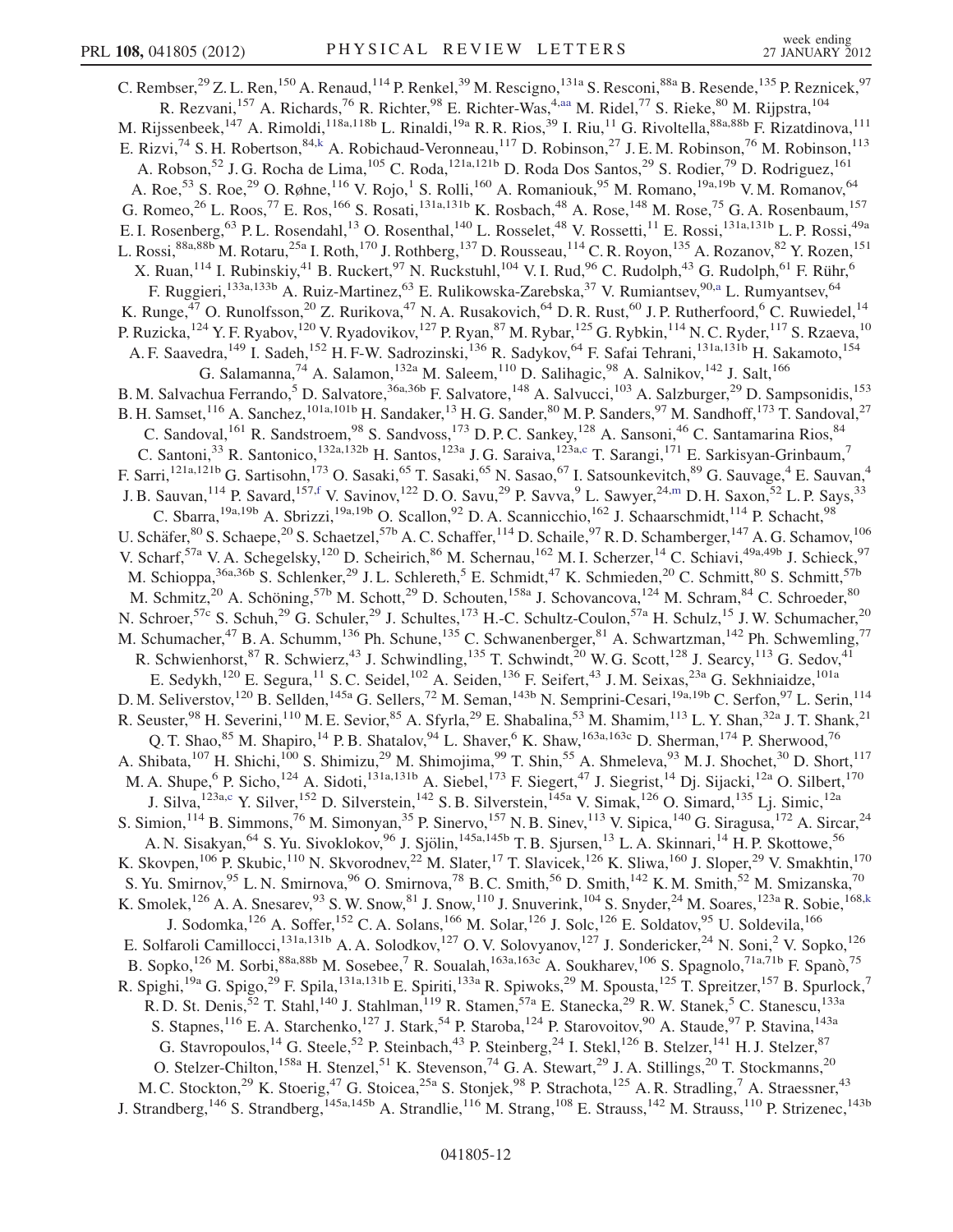C. Rembser,[29] Z. L. Ren,[150] A. Renaud,[114] P. Renkel,[39] M. Rescigno,[131a] S. Resconi,[88a] B. Resende,[135] P. Reznicek,[97] R. Rezvani,[157] A. Richards,[76] R. Richter,[98] E. Richter-Was,[4,aa] M. Ridel,[77] S. Rieke,[80] M. Rijpstra,[104] M. Rijssenbeek,[147] A. Rimoldi,[118a,118b] L. Rinaldi,[19a] R. R. Rios,[39] I. Riu,[11] G. Rivoltella,[88a,88b] F. Rizatdinova,[111] E. Rizvi,[74] S. H. Robertson,[84,k] A. Robichaud-Veronneau,[117] D. Robinson,[27] J. E. M. Robinson,[76] M. Robinson,[113] A. Robson,[52] J. G. Rocha de Lima,[105] C. Roda,[121a,121b] D. Roda Dos Santos,[29] S. Rodier,[79] D. Rodriguez,[161] A. Roe,[53] S. Roe,[29] O. Røhne,[116] V. Rojo,[1] S. Rolli,[160] A. Romaniouk,[95] M. Romano,[19a,19b] V. M. Romanov,[64] G. Romeo,[26] L. Roos,[77] E. Ros,[166] S. Rosati,[131a,131b] K. Rosbach,[48] A. Rose,[148] M. Rose,[75] G. A. Rosenbaum,[157] E. I. Rosenberg,[63] P. L. Rosendahl,[13] O. Rosenthal,[140] L. Rosselet,[48] V. Rossetti,[11] E. Rossi,[131a,131b] L. P. Rossi,[49a] L. Rossi,[88a,88b] M. Rotaru,[25a] I. Roth,[170] J. Rothberg,[137] D. Rousseau,[114] C. R. Royon,[135] A. Rozanov,[82] Y. Rozen,[151] X. Ruan,[114] I. Rubinskiy,[41] B. Ruckert,[97] N. Ruckstuhl,[104] V. I. Rud,[96] C. Rudolph,[43] G. Rudolph,[61] F. Rühr,[6] F. Ruggieri,[133a,133b] A. Ruiz-Martinez,[63] E. Rulikowska-Zarebska,[37] V. Rumiantsev,[90,a] L. Rumyantsev,[64] K. Runge,[47] O. Runolfsson,[20] Z. Rurikova,[47] N. A. Rusakovich,[64] D. R. Rust,[60] J. P. Rutherfoord,[6] C. Ruwiedel,[14] P. Ruzicka,[124] Y. F. Ryabov,[120] V. Ryadovikov,[127] P. Ryan,[87] M. Rybar,[125] G. Rybkin,[114] N. C. Ryder,[117] S. Rzaeva,[10] A. F. Saavedra,[149] I. Sadeh,[152] H. F-W. Sadrozinski,[136] R. Sadykov,[64] F. Safai Tehrani,[131a,131b] H. Sakamoto,[154] G. Salamanna,[74] A. Salamon,[132a] M. Saleem,[110] D. Salihagic,[98] A. Salnikov,[142] J. Salt,[166] B. M. Salvachua Ferrando,[5] D. Salvatore,[36a,36b] F. Salvatore,[148] A. Salvucci,[103] A. Salzburger,[29] D. Sampsonidis,[153] B. H. Samset,[116] A. Sanchez,[101a,101b] H. Sandaker,[13] H. G. Sander,[80] M. P. Sanders,[97] M. Sandhoff,[173] T. Sandoval,[27] C. Sandoval,[161] R. Sandstroem,[98] S. Sandvoss,[173] D. P. C. Sankey,[128] A. Sansoni,[46] C. Santamarina Rios,[84] C. Santoni,[33] R. Santonico,[132a,132b] H. Santos,[123a] J. G. Saraiva,[123a,c] T. Sarangi,[171] E. Sarkisyan-Grinbaum,[7] F. Sarri,[121a,121b] G. Sartisohn,[173] O. Sasaki,[65] T. Sasaki,[65] N. Sasao,[67] I. Satsounkevitch,[89] G. Sauvage,[4] E. Sauvan,[4] J. B. Sauvan,[114] P. Savard,[157,f] V. Savinov,[122] D. O. Savu,[29] P. Savva,[9] L. Sawyer,[24,m] D. H. Saxon,[52] L. P. Says,[33] C. Sbarra,[19a,19b] A. Sbrizzi,[19a,19b] O. Scallon,[92] D. A. Scannicchio,[162] J. Schaarschmidt,[114] P. Schacht,[98] U. Schäfer,[80] S. Schaepe,[20] S. Schaetzel,[57b] A. C. Schaffer,[114] D. Schaile,[97] R. D. Schamberger,[147] A. G. Schamov,[106] V. Scharf,[57a] V. A. Schegelsky,[120] D. Scheirich,[86] M. Schernau,[162] M. I. Scherzer,[14] C. Schiavi,[49a,49b] J. Schieck,[97] M. Schioppa,[36a,36b] S. Schlenker,[29] J. L. Schlereth,[5] E. Schmidt,[47] K. Schmieden,[20] C. Schmitt,[80] S. Schmitt,[57b] M. Schmitz,[20] A. Schöning,[57b] M. Schott,[29] D. Schouten,[158a] J. Schovancova,[124] M. Schram,[84] C. Schroeder,[80] N. Schroer,[57c] S. Schuh,[29] G. Schuler,[29] J. Schultes,[173] H.-C. Schultz-Coulon,[57a] H. Schulz,[15] J. W. Schumacher,[20] M. Schumacher,[47] B. A. Schumm,[136] Ph. Schune,[135] C. Schwanenberger,[81] A. Schwartzman,[142] Ph. Schwemling,[77] R. Schwienhorst,[87] R. Schwierz,[43] J. Schwindling,[135] T. Schwindt,[20] W. G. Scott,[128] J. Searcy,[113] G. Sedov,[41] E. Sedykh,[120] E. Segura,[11] S. C. Seidel,[102] A. Seiden,[136] F. Seifert,[43] J. M. Seixas,[23a] G. Sekhniaidze,[101a] D. M. Seliverstov,[120] B. Sellden,[145a] G. Sellers,[72] M. Seman,[143b] N. Semprini-Cesari,[19a,19b] C. Serfon,[97] L. Serin,[114] R. Seuster,[98] H. Severini,[110] M. E. Sevior,[85] A. Sfyrla,[29] E. Shabalina,[53] M. Shamim,[113] L. Y. Shan,[32a] J. T. Shank,[21] Q. T. Shao,[85] M. Shapiro,[14] P. B. Shatalov,[94] L. Shaver,[6] K. Shaw,[163a,163c] D. Sherman,[174] P. Sherwood,[76] A. Shibata,[107] H. Shichi,[100] S. Shimizu,[29] M. Shimojima,[99] T. Shin,[55] A. Shmeleva,[93] M. J. Shochet,[30] D. Short,[117] M. A. Shupe,[6] P. Sicho,[124] A. Sidoti,[131a,131b] A. Siebel,[173] F. Siegert,[47] J. Siegrist,[14] Dj. Sijacki,[12a] O. Silbert,[170] J. Silva,[123a,c] Y. Silver,[152] D. Silverstein,[142] S. B. Silverstein,[145a] V. Simak,[126] O. Simard,[135] Lj. Simic,[12a] S. Simion,[114] B. Simmons,[76] M. Simonyan,[35] P. Sinervo,[157] N. B. Sinev,[113] V. Sipica,[140] G. Siragusa,[172] A. Sircar,[24] A. N. Sisakyan,[64] S. Yu. Sivoklokov,[96] J. Sjölin,[145a,145b] T. B. Sjursen,[13] L. A. Skinnari,[14] H. P. Skottowe,[56] K. Skovpen,[106] P. Skubic,[110] N. Skvorodnev,[22] M. Slater,[17] T. Slavicek,[126] K. Sliwa,[160] J. Sloper,[29] V. Smakhtin,[170] S. Yu. Smirnov,[95] L. N. Smirnova,[96] O. Smirnova,[78] B. C. Smith,[56] D. Smith,[142] K. M. Smith,[52] M. Smizanska,[70] K. Smolek,[126] A. A. Snesarev,[93] S. W. Snow,[81] J. Snow,[110] J. Snuverink,[104] S. Snyder,[24] M. Soares,[123a] R. Sobie,[168,k] J. Sodomka,[126] A. Soffer,[152] C. A. Solans,[166] M. Solar,[126] J. Solc,[126] E. Soldatov,[95] U. Soldevila,[166] E. Solfaroli Camillocci,[131a,131b] A. A. Solodkov,[127] O. V. Solovyanov,[127] J. Sondericker,[24] N. Soni,[2] V. Sopko,[126] B. Sopko,[126] M. Sorbi,[88a,88b] M. Sosebee,[7] R. Soualah,[163a,163c] A. Soukharev,[106] S. Spagnolo,[71a,71b] F. Spanò,[75] R. Spighi,[19a] G. Spigo,[29] F. Spila,[131a,131b] E. Spiriti,[133a] R. Spiwoks,[29] M. Spousta,[125] T. Spreitzer,[157] B. Spurlock,[7] R. D. St. Denis,[52] T. Stahl,[140] J. Stahlman,[119] R. Stamen,[57a] E. Stanecka,[29] R. W. Stanek,[5] C. Stanescu,[133a] S. Stapnes,[116] E. A. Starchenko,[127] J. Stark,[54] P. Staroba,[124] P. Starovoitov,[90] A. Staude,[97] P. Stavina,[143a] G. Stavropoulos,[14] G. Steele,[52] P. Steinbach,[43] P. Steinberg,[24] I. Stekl,[126] B. Stelzer,[141] H. J. Stelzer,[87] O. Stelzer-Chilton,[158a] H. Stenzel,[51] K. Stevenson,[74] G. A. Stewart,[29] J. A. Stillings,[20] T. Stockmanns,[20] M. C. Stockton,[29] K. Stoerig,[47] G. Stoicea,[25a] S. Stonjek,[98] P. Strachota,[125] A. R. Stradling,[7] A. Straessner,[43] J. Strandberg,[146] S. Strandberg,[145a,145b] A. Strandlie,[116] M. Strang,[108] E. Strauss,[142] M. Strauss,[110] P. Strizenec,[143b]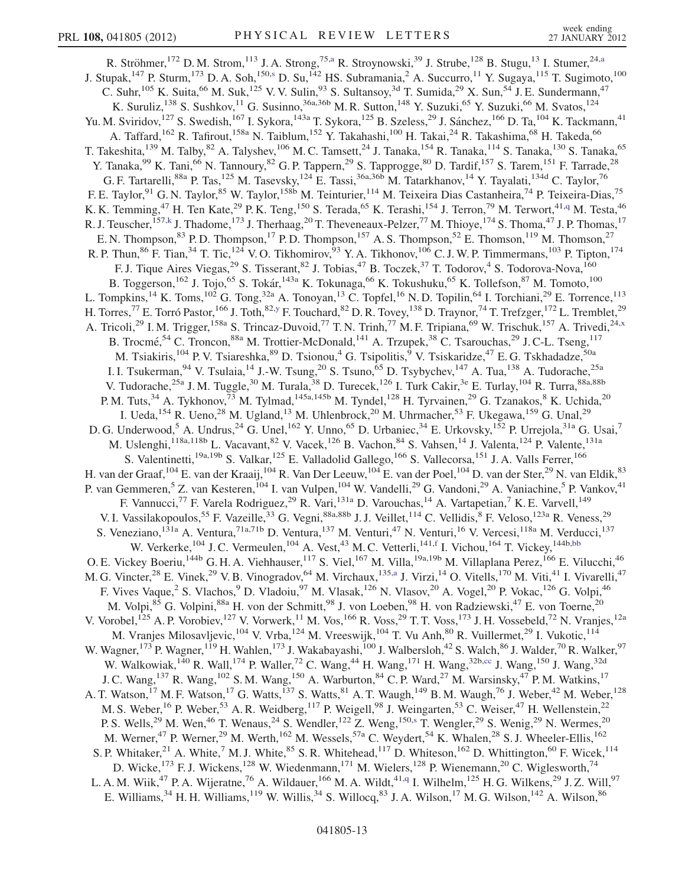R. Ströhmer,[172] D. M. Strom,[113] J. A. Strong,[75,a] R. Stroynowski,[39] J. Strube,[128] B. Stugu,[13] I. Stumer,[24,a] J. Stupak,[147] P. Sturm,[173] D. A. Soh,[150,s] D. Su,[142] HS. Subramania,[2] A. Succurro,[11] Y. Sugaya,[115] T. Sugimoto,[100] C. Suhr,[105] K. Suita,[66] M. Suk,[125] V. V. Sulin,[93] S. Sultansoy,[3d] T. Sumida,[29] X. Sun,[54] J. E. Sundermann,[47] K. Suruliz,[138] S. Sushkov,[11] G. Susinno,[36a,36b] M. R. Sutton,[148] Y. Suzuki,[65] Y. Suzuki,[66] M. Svatos,[124] Yu. M. Sviridov,[127] S. Swedish,[167] I. Sykora,[143a] T. Sykora,[125] B. Szeless,[29] J. Sánchez,[166] D. Ta,[104] K. Tackmann,[41] A. Taffard,[162] R. Tafirout,[158a] N. Taiblum,[152] Y. Takahashi,[100] H. Takai,[24] R. Takashima,[68] H. Takeda,[66] T. Takeshita,[139] M. Talby,[82] A. Talyshev,[106] M. C. Tamsett,[24] J. Tanaka,[154] R. Tanaka,[114] S. Tanaka,[130] S. Tanaka,[65] Y. Tanaka,[99] K. Tani,[66] N. Tannoury,[82] G. P. Tappern,[29] S. Tapprogge,[80] D. Tardif,[157] S. Tarem,[151] F. Tarrade,[28] G. F. Tartarelli,[88a] P. Tas,[125] M. Tasevsky,[124] E. Tassi,[36a,36b] M. Tatarkhanov,[14] Y. Tayalati,[134d] C. Taylor,[76] F. E. Taylor,[91] G. N. Taylor,[85] W. Taylor,[158b] M. Teinturier,[114] M. Teixeira Dias Castanheira,[74] P. Teixeira-Dias,[75] K. K. Temming,[47] H. Ten Kate,[29] P. K. Teng,[150] S. Terada,[65] K. Terashi,[154] J. Terron,[79] M. Terwort,[41,q] M. Testa,[46] R. J. Teuscher,[157,k] J. Thadome,[173] J. Therhaag,[20] T. Theveneaux-Pelzer,[77] M. Thioye,[174] S. Thoma,[47] J. P. Thomas,[17] E. N. Thompson,[83] P. D. Thompson,[17] P. D. Thompson,[157] A. S. Thompson,[52] E. Thomson,[119] M. Thomson,[27] R. P. Thun,[86] F. Tian,[34] T. Tic,[124] V. O. Tikhomirov,[93] Y. A. Tikhonov,[106] C. J. W. P. Timmermans,[103] P. Tipton,[174] F. J. Tique Aires Viegas,[29] S. Tisserant,[82] J. Tobias,[47] B. Toczek,[37] T. Todorov,[4] S. Todorova-Nova,[160] B. Toggerson,[162] J. Tojo,[65] S. Tokár,[143a] K. Tokunaga,[66] K. Tokushuku,[65] K. Tollefson,[87] M. Tomoto,[100] L. Tompkins,[14] K. Toms,[102] G. Tong,[32a] A. Tonoyan,[13] C. Topfel,[16] N. D. Topilin,[64] I. Torchiani,[29] E. Torrence,[113] H. Torres,[77] E. Torró Pastor,[166] J. Toth,[82,y] F. Touchard,[82] D. R. Tovey,[138] D. Traynor,[74] T. Trefzger,[172] L. Tremblet,[29] A. Tricoli,[29] I. M. Trigger,[158a] S. Trincaz-Duvoid,[77] T. N. Trinh,[77] M. F. Tripiana,[69] W. Trischuk,[157] A. Trivedi,[24,x] B. Trocmé,[54] C. Troncon,[88a] M. Trottier-McDonald,[141] A. Trzupek,[38] C. Tsarouchas,[29] J. C-L. Tseng,[117] M. Tsiakiris,[104] P. V. Tsiareshka,[89] D. Tsionou,[4] G. Tsipolitis,[9] V. Tsiskaridze,[47] E. G. Tskhadadze,[50a] I. I. Tsukerman,[94] V. Tsulaia,[14] J.-W. Tsung,[20] S. Tsuno,[65] D. Tsybychev,[147] A. Tua,[138] A. Tudorache,[25a] V. Tudorache,[25a] J. M. Tuggle,[30] M. Turala,[38] D. Turecek,[126] I. Turk Cakir,[3e] E. Turlay,[104] R. Turra,[88a,88b] P. M. Tuts,[34] A. Tykhonov,[73] M. Tylmad,[145a,145b] M. Tyndel,[128] H. Tyrvainen,[29] G. Tzanakos,[8] K. Uchida,[20] I. Ueda,[154] R. Ueno,[28] M. Ugland,[13] M. Uhlenbrock,[20] M. Uhrmacher,[53] F. Ukegawa,[159] G. Unal,[29] D. G. Underwood,[5] A. Undrus,[24] G. Unel,[162] Y. Unno,[65] D. Urbaniec,[34] E. Urkovsky,[152] P. Urrejola,[31a] G. Usai,[7] M. Uslenghi,[118a,118b] L. Vacavant,[82] V. Vacek,[126] B. Vachon,[84] S. Vahsen,[14] J. Valenta,[124] P. Valente,[131a] S. Valentinetti,[19a,19b] S. Valkar,[125] E. Valladolid Gallego,[166] S. Vallecorsa,[151] J. A. Valls Ferrer,[166] H. van der Graaf,[104] E. van der Kraaij,[104] R. Van Der Leeuw,[104] E. van der Poel,[104] D. van der Ster,[29] N. van Eldik,[83] P. van Gemmeren,[5] Z. van Kesteren,[104] I. van Vulpen,[104] W. Vandelli,[29] G. Vandoni,[29] A. Vaniachine,[5] P. Vankov,[41] F. Vannucci,[77] F. Varela Rodriguez,[29] R. Vari,[131a] D. Varouchas,[14] A. Vartapetian,[7] K. E. Varvell,[149] V. I. Vassilakopoulos,[55] F. Vazeille,[33] G. Vegni,[88a,88b] J. J. Veillet,[114] C. Vellidis,[8] F. Veloso,[123a] R. Veness,[29] S. Veneziano,[131a] A. Ventura,[71a,71b] D. Ventura,[137] M. Venturi,[47] N. Venturi,[16] V. Vercesi,[118a] M. Verducci,[137] W. Verkerke,[104] J. C. Vermeulen,[104] A. Vest,[43] M. C. Vetterli,[141,f] I. Vichou,[164] T. Vickey,[144b,bb] O. E. Vickey Boeriu,[144b] G. H. A. Viehhauser,[117] S. Viel,[167] M. Villa,[19a,19b] M. Villaplana Perez,[166] E. Vilucchi,[46] M. G. Vincter,[28] E. Vinek,[29] V. B. Vinogradov,[64] M. Virchaux,[135,a] J. Virzi,[14] O. Vitells,[170] M. Viti,[41] I. Vivarelli,[47] F. Vives Vaque,[2] S. Vlachos,[9] D. Vladoiu,[97] M. Vlasak,[126] N. Vlasov,[20] A. Vogel,[20] P. Vokac,[126] G. Volpi,[46] M. Volpi,[85] G. Volpini,[88a] H. von der Schmitt,[98] J. von Loeben,[98] H. von Radziewski,[47] E. von Toerne,[20] V. Vorobel,[125] A. P. Vorobiev,[127] V. Vorwerk,[11] M. Vos,[166] R. Voss,[29] T. T. Voss,[173] J. H. Vossebeld,[72] N. Vranjes,[12a] M. Vranjes Milosavljevic,[104] V. Vrba,[124] M. Vreeswijk,[104] T. Vu Anh,[80] R. Vuillermet,[29] I. Vukotic,[114] W. Wagner,[173] P. Wagner,[119] H. Wahlen,[173] J. Wakabayashi,[100] J. Walbersloh,[42] S. Walch,[86] J. Walder,[70] R. Walker,[97] W. Walkowiak,[140] R. Wall,[174] P. Waller,[72] C. Wang,[44] H. Wang,[171] H. Wang,[32b,cc] J. Wang,[150] J. Wang,[32d] J. C. Wang,[137] R. Wang,[102] S. M. Wang,[150] A. Warburton,[84] C. P. Ward,[27] M. Warsinsky,[47] P. M. Watkins,[17] A. T. Watson,[17] M. F. Watson,[17] G. Watts,[137] S. Watts,[81] A. T. Waugh,[149] B. M. Waugh,[76] J. Weber,[42] M. Weber,[128] M. S. Weber,[16] P. Weber,[53] A. R. Weidberg,[117] P. Weigell,[98] J. Weingarten,[53] C. Weiser,[47] H. Wellenstein,[22] P. S. Wells,[29] M. Wen,[46] T. Wenaus,[24] S. Wendler,[122] Z. Weng,[150,s] T. Wengler,[29] S. Wenig,[29] N. Wermes,[20] M. Werner,[47] P. Werner,[29] M. Werth,[162] M. Wessels,[57a] C. Weydert,[54] K. Whalen,[28] S. J. Wheeler-Ellis,[162] S. P. Whitaker,[21] A. White,[7] M. J. White,[85] S. R. Whitehead,[117] D. Whiteson,[162] D. Whittington,[60] F. Wicek,[114] D. Wicke,[173] F. J. Wickens,[128] W. Wiedenmann,[171] M. Wielers,[128] P. Wienemann,[20] C. Wiglesworth,[74] L. A. M. Wiik,[47] P. A. Wijeratne,[76] A. Wildauer,[166] M. A. Wildt,[41,q] I. Wilhelm,[125] H. G. Wilkens,[29] J. Z. Will,[97] E. Williams,[34] H. H. Williams,[119] W. Willis,[34] S. Willocq,[83] J. A. Wilson,[17] M. G. Wilson,[142] A. Wilson,[86]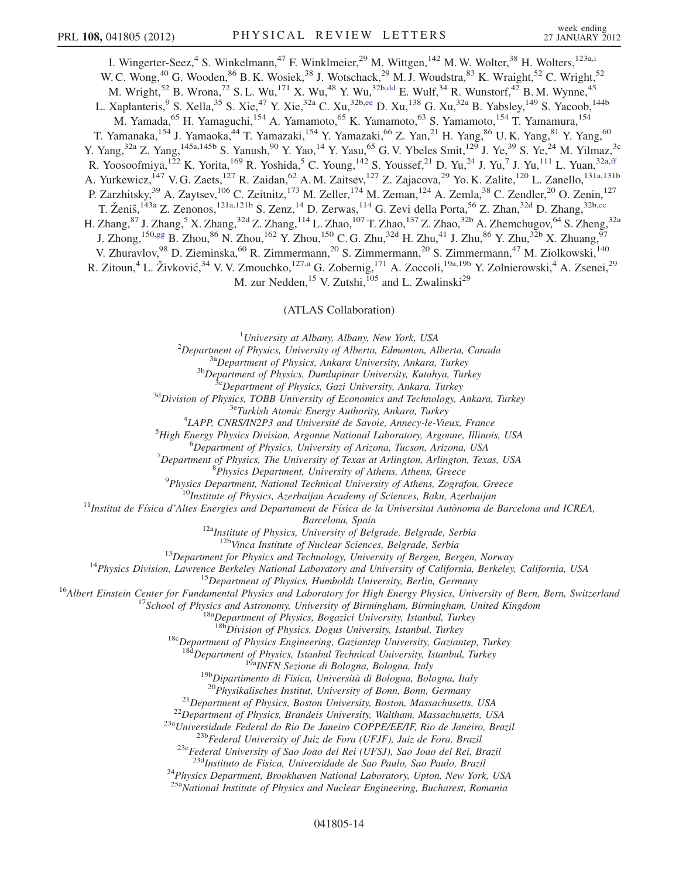I. Wingerter-Seez,[4] S. Winkelmann,[47] F. Winklmeier,[29] M. Wittgen,[142] M. W. Wolter,[38] H. Wolters,[123a,i] W. C. Wong,[40] G. Wooden,[86] B. K. Wosiek,[38] J. Wotschack,[29] M. J. Woudstra,[83] K. Wraight,[52] C. Wright,[52] M. Wright,[52] B. Wrona,[72] S. L. Wu,[171] X. Wu,[48] Y. Wu,[32b,dd] E. Wulf,[34] R. Wunstorf,[42] B. M. Wynne,[45] L. Xaplanteris,[9] S. Xella,[35] S. Xie,[47] Y. Xie,[32a] C. Xu,[32b,ee] D. Xu,[138] G. Xu,[32a] B. Yabsley,[149] S. Yacoob,[144b] M. Yamada,[65] H. Yamaguchi,[154] A. Yamamoto,[65] K. Yamamoto,[63] S. Yamamoto,[154] T. Yamamura,[154] T. Yamanaka,[154] J. Yamaoka,[44] T. Yamazaki,[154] Y. Yamazaki,[66] Z. Yan,[21] H. Yang,[86] U. K. Yang,[81] Y. Yang,[60] Y. Yang,[32a] Z. Yang,[145a,145b] S. Yanush,[90] Y. Yao,[14] Y. Yasu,[65] G. V. Ybeles Smit,[129] J. Ye,[39] S. Ye,[24] M. Yilmaz,[3c] R. Yoosoofmiya,[122] K. Yorita,[169] R. Yoshida,[5] C. Young,[142] S. Youssef,[21] D. Yu,[24] J. Yu,[7] J. Yu,[111] L. Yuan,[32a,ff] A. Yurkewicz,[147] V. G. Zaets,[127] R. Zaidan,[62] A. M. Zaitsev,[127] Z. Zajacova,[29] Yo. K. Zalite,[120] L. Zanello,[131a,131b] P. Zarzhitsky,[39] A. Zaytsev,[106] C. Zeitnitz,[173] M. Zeller,[174] M. Zeman,[124] A. Zemla,[38] C. Zendler,[20] O. Zenin,[127] T. Ženiš,[143a] Z. Zenonos,[121a,121b] S. Zenz,[14] D. Zerwas,[114] G. Zevi della Porta,[56] Z. Zhan,[32d] D. Zhang,[32b,cc] H. Zhang,[87] J. Zhang,[5] X. Zhang,[32d] Z. Zhang,[114] L. Zhao,[107] T. Zhao,[137] Z. Zhao,[32b] A. Zhemchugov,[64] S. Zheng,[32a] J. Zhong,[150,gg] B. Zhou,[86] N. Zhou,[162] Y. Zhou,[150] C. G. Zhu,[32d] H. Zhu,[41] J. Zhu,[86] Y. Zhu,[32b] X. Zhuang,[97] V. Zhuravlov,[98] D. Zieminska,[60] R. Zimmermann,[20] S. Zimmermann,[20] S. Zimmermann,[47] M. Ziolkowski,[140] R. Zitoun,[4] L. Živković,[34] V. V. Zmouchko,[127,a] G. Zobernig,[171] A. Zoccoli,[19a,19b] Y. Zolnierowski,[4] A. Zsenei,[29] M. zur Nedden,[15] V. Zutshi,[105] and L. Zwalinski[29]

(ATLAS Collaboration)

[1] *University at Albany, Albany, New York, USA*
[2] *Department of Physics, University of Alberta, Edmonton, Alberta, Canada*
[3a] *Department of Physics, Ankara University, Ankara, Turkey*
[3b] *Department of Physics, Dumlupinar University, Kutahya, Turkey*
[3c] *Department of Physics, Gazi University, Ankara, Turkey*
[3d] *Division of Physics, TOBB University of Economics and Technology, Ankara, Turkey*
[3e] *Turkish Atomic Energy Authority, Ankara, Turkey*
[4] *LAPP, CNRS/IN2P3 and Université de Savoie, Annecy-le-Vieux, France*
[5] *High Energy Physics Division, Argonne National Laboratory, Argonne, Illinois, USA*
[6] *Department of Physics, University of Arizona, Tucson, Arizona, USA*
[7] *Department of Physics, The University of Texas at Arlington, Arlington, Texas, USA*
[8] *Physics Department, University of Athens, Athens, Greece*
[9] *Physics Department, National Technical University of Athens, Zografou, Greece*
[10] *Institute of Physics, Azerbaijan Academy of Sciences, Baku, Azerbaijan*
[11] *Institut de Física d'Altes Energies and Departament de Física de la Universitat Autònoma de Barcelona and ICREA, Barcelona, Spain*
[12a] *Institute of Physics, University of Belgrade, Belgrade, Serbia*
[12b] *Vinca Institute of Nuclear Sciences, Belgrade, Serbia*
[13] *Department for Physics and Technology, University of Bergen, Bergen, Norway*
[14] *Physics Division, Lawrence Berkeley National Laboratory and University of California, Berkeley, California, USA*
[15] *Department of Physics, Humboldt University, Berlin, Germany*
[16] *Albert Einstein Center for Fundamental Physics and Laboratory for High Energy Physics, University of Bern, Bern, Switzerland*
[17] *School of Physics and Astronomy, University of Birmingham, Birmingham, United Kingdom*
[18a] *Department of Physics, Bogazici University, Istanbul, Turkey*
[18b] *Division of Physics, Dogus University, Istanbul, Turkey*
[18c] *Department of Physics Engineering, Gaziantep University, Gaziantep, Turkey*
[18d] *Department of Physics, Istanbul Technical University, Istanbul, Turkey*
[19a] *INFN Sezione di Bologna, Bologna, Italy*
[19b] *Dipartimento di Fisica, Università di Bologna, Bologna, Italy*
[20] *Physikalisches Institut, University of Bonn, Bonn, Germany*
[21] *Department of Physics, Boston University, Boston, Massachusetts, USA*
[22] *Department of Physics, Brandeis University, Waltham, Massachusetts, USA*
[23a] *Universidade Federal do Rio De Janeiro COPPE/EE/IF, Rio de Janeiro, Brazil*
[23b] *Federal University of Juiz de Fora (UFJF), Juiz de Fora, Brazil*
[23c] *Federal University of Sao Joao del Rei (UFSJ), Sao Joao del Rei, Brazil*
[23d] *Instituto de Fisica, Universidade de Sao Paulo, Sao Paulo, Brazil*
[24] *Physics Department, Brookhaven National Laboratory, Upton, New York, USA*
[25a] *National Institute of Physics and Nuclear Engineering, Bucharest, Romania*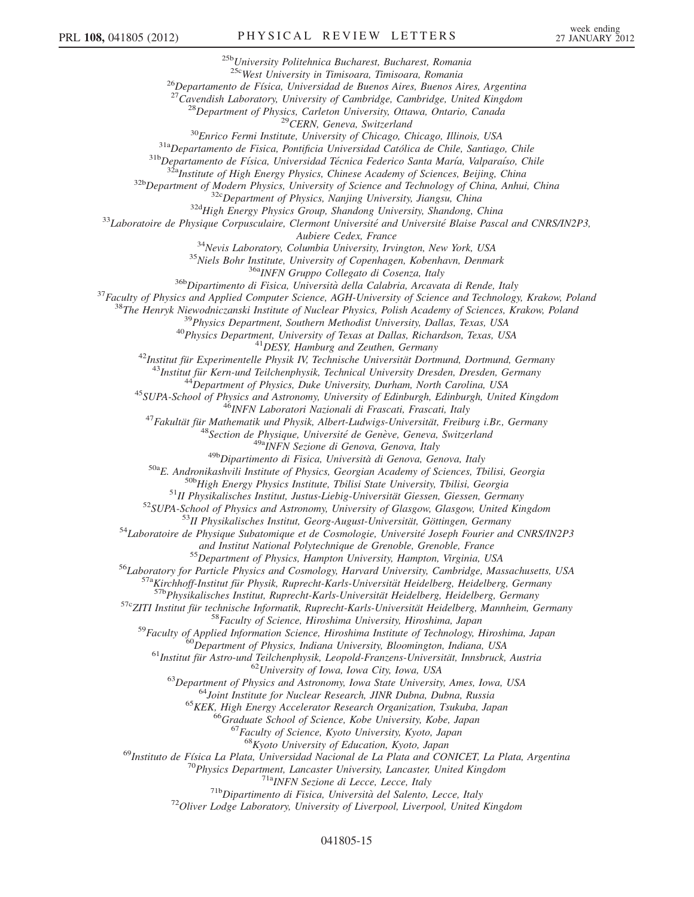[25b]*University Politehnica Bucharest, Bucharest, Romania*
[25c]*West University in Timisoara, Timisoara, Romania*
[26]*Departamento de Física, Universidad de Buenos Aires, Buenos Aires, Argentina*
[27]*Cavendish Laboratory, University of Cambridge, Cambridge, United Kingdom*
[28]*Department of Physics, Carleton University, Ottawa, Ontario, Canada*
[29]*CERN, Geneva, Switzerland*
[30]*Enrico Fermi Institute, University of Chicago, Chicago, Illinois, USA*
[31a]*Departamento de Fisica, Pontificia Universidad Católica de Chile, Santiago, Chile*
[31b]*Departamento de Física, Universidad Técnica Federico Santa María, Valparaíso, Chile*
[32a]*Institute of High Energy Physics, Chinese Academy of Sciences, Beijing, China*
[32b]*Department of Modern Physics, University of Science and Technology of China, Anhui, China*
[32c]*Department of Physics, Nanjing University, Jiangsu, China*
[32d]*High Energy Physics Group, Shandong University, Shandong, China*
[33]*Laboratoire de Physique Corpusculaire, Clermont Université and Université Blaise Pascal and CNRS/IN2P3, Aubiere Cedex, France*
[34]*Nevis Laboratory, Columbia University, Irvington, New York, USA*
[35]*Niels Bohr Institute, University of Copenhagen, Kobenhavn, Denmark*
[36a]*INFN Gruppo Collegato di Cosenza, Italy*
[36b]*Dipartimento di Fisica, Università della Calabria, Arcavata di Rende, Italy*
[37]*Faculty of Physics and Applied Computer Science, AGH-University of Science and Technology, Krakow, Poland*
[38]*The Henryk Niewodniczanski Institute of Nuclear Physics, Polish Academy of Sciences, Krakow, Poland*
[39]*Physics Department, Southern Methodist University, Dallas, Texas, USA*
[40]*Physics Department, University of Texas at Dallas, Richardson, Texas, USA*
[41]*DESY, Hamburg and Zeuthen, Germany*
[42]*Institut für Experimentelle Physik IV, Technische Universität Dortmund, Dortmund, Germany*
[43]*Institut für Kern-und Teilchenphysik, Technical University Dresden, Dresden, Germany*
[44]*Department of Physics, Duke University, Durham, North Carolina, USA*
[45]*SUPA-School of Physics and Astronomy, University of Edinburgh, Edinburgh, United Kingdom*
[46]*INFN Laboratori Nazionali di Frascati, Frascati, Italy*
[47]*Fakultät für Mathematik und Physik, Albert-Ludwigs-Universität, Freiburg i.Br., Germany*
[48]*Section de Physique, Université de Genève, Geneva, Switzerland*
[49a]*INFN Sezione di Genova, Genova, Italy*
[49b]*Dipartimento di Fisica, Università di Genova, Genova, Italy*
[50a]*E. Andronikashvili Institute of Physics, Georgian Academy of Sciences, Tbilisi, Georgia*
[50b]*High Energy Physics Institute, Tbilisi State University, Tbilisi, Georgia*
[51]*II Physikalisches Institut, Justus-Liebig-Universität Giessen, Giessen, Germany*
[52]*SUPA-School of Physics and Astronomy, University of Glasgow, Glasgow, United Kingdom*
[53]*II Physikalisches Institut, Georg-August-Universität, Göttingen, Germany*
[54]*Laboratoire de Physique Subatomique et de Cosmologie, Université Joseph Fourier and CNRS/IN2P3 and Institut National Polytechnique de Grenoble, Grenoble, France*
[55]*Department of Physics, Hampton University, Hampton, Virginia, USA*
[56]*Laboratory for Particle Physics and Cosmology, Harvard University, Cambridge, Massachusetts, USA*
[57a]*Kirchhoff-Institut für Physik, Ruprecht-Karls-Universität Heidelberg, Heidelberg, Germany*
[57b]*Physikalisches Institut, Ruprecht-Karls-Universität Heidelberg, Heidelberg, Germany*
[57c]*ZITI Institut für technische Informatik, Ruprecht-Karls-Universität Heidelberg, Mannheim, Germany*
[58]*Faculty of Science, Hiroshima University, Hiroshima, Japan*
[59]*Faculty of Applied Information Science, Hiroshima Institute of Technology, Hiroshima, Japan*
[60]*Department of Physics, Indiana University, Bloomington, Indiana, USA*
[61]*Institut für Astro-und Teilchenphysik, Leopold-Franzens-Universität, Innsbruck, Austria*
[62]*University of Iowa, Iowa City, Iowa, USA*
[63]*Department of Physics and Astronomy, Iowa State University, Ames, Iowa, USA*
[64]*Joint Institute for Nuclear Research, JINR Dubna, Dubna, Russia*
[65]*KEK, High Energy Accelerator Research Organization, Tsukuba, Japan*
[66]*Graduate School of Science, Kobe University, Kobe, Japan*
[67]*Faculty of Science, Kyoto University, Kyoto, Japan*
[68]*Kyoto University of Education, Kyoto, Japan*
[69]*Instituto de Física La Plata, Universidad Nacional de La Plata and CONICET, La Plata, Argentina*
[70]*Physics Department, Lancaster University, Lancaster, United Kingdom*
[71a]*INFN Sezione di Lecce, Lecce, Italy*
[71b]*Dipartimento di Fisica, Università del Salento, Lecce, Italy*
[72]*Oliver Lodge Laboratory, University of Liverpool, Liverpool, United Kingdom*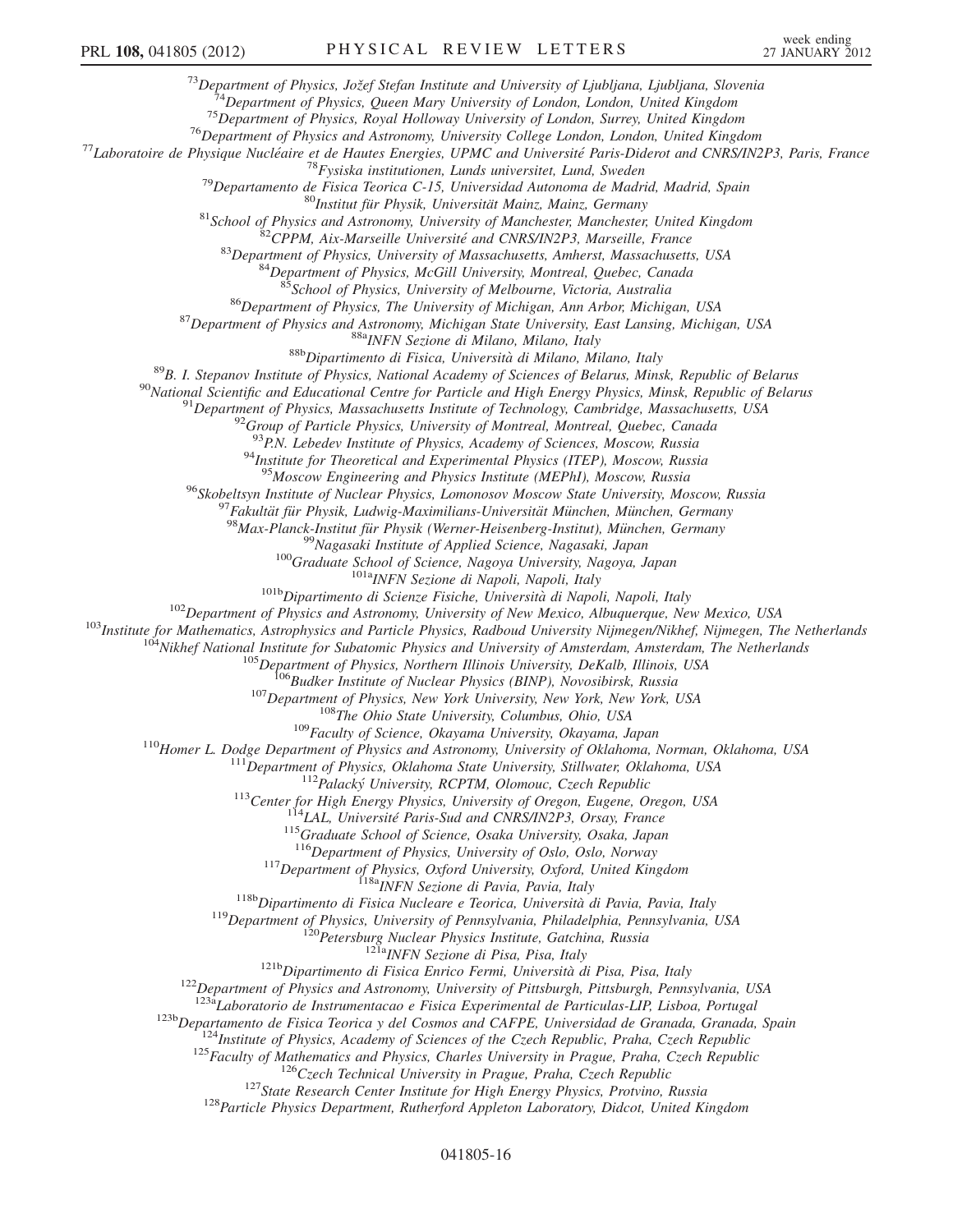[73]Department of Physics, Jožef Stefan Institute and University of Ljubljana, Ljubljana, Slovenia
[74]Department of Physics, Queen Mary University of London, London, United Kingdom
[75]Department of Physics, Royal Holloway University of London, Surrey, United Kingdom
[76]Department of Physics and Astronomy, University College London, London, United Kingdom
[77]Laboratoire de Physique Nucléaire et de Hautes Energies, UPMC and Université Paris-Diderot and CNRS/IN2P3, Paris, France
[78]Fysiska institutionen, Lunds universitet, Lund, Sweden
[79]Departamento de Fisica Teorica C-15, Universidad Autonoma de Madrid, Madrid, Spain
[80]Institut für Physik, Universität Mainz, Mainz, Germany
[81]School of Physics and Astronomy, University of Manchester, Manchester, United Kingdom
[82]CPPM, Aix-Marseille Université and CNRS/IN2P3, Marseille, France
[83]Department of Physics, University of Massachusetts, Amherst, Massachusetts, USA
[84]Department of Physics, McGill University, Montreal, Quebec, Canada
[85]School of Physics, University of Melbourne, Victoria, Australia
[86]Department of Physics, The University of Michigan, Ann Arbor, Michigan, USA
[87]Department of Physics and Astronomy, Michigan State University, East Lansing, Michigan, USA
[88a]INFN Sezione di Milano, Milano, Italy
[88b]Dipartimento di Fisica, Università di Milano, Milano, Italy
[89]B. I. Stepanov Institute of Physics, National Academy of Sciences of Belarus, Minsk, Republic of Belarus
[90]National Scientific and Educational Centre for Particle and High Energy Physics, Minsk, Republic of Belarus
[91]Department of Physics, Massachusetts Institute of Technology, Cambridge, Massachusetts, USA
[92]Group of Particle Physics, University of Montreal, Montreal, Quebec, Canada
[93]P.N. Lebedev Institute of Physics, Academy of Sciences, Moscow, Russia
[94]Institute for Theoretical and Experimental Physics (ITEP), Moscow, Russia
[95]Moscow Engineering and Physics Institute (MEPhI), Moscow, Russia
[96]Skobeltsyn Institute of Nuclear Physics, Lomonosov Moscow State University, Moscow, Russia
[97]Fakultät für Physik, Ludwig-Maximilians-Universität München, München, Germany
[98]Max-Planck-Institut für Physik (Werner-Heisenberg-Institut), München, Germany
[99]Nagasaki Institute of Applied Science, Nagasaki, Japan
[100]Graduate School of Science, Nagoya University, Nagoya, Japan
[101a]INFN Sezione di Napoli, Napoli, Italy
[101b]Dipartimento di Scienze Fisiche, Università di Napoli, Napoli, Italy
[102]Department of Physics and Astronomy, University of New Mexico, Albuquerque, New Mexico, USA
[103]Institute for Mathematics, Astrophysics and Particle Physics, Radboud University Nijmegen/Nikhef, Nijmegen, The Netherlands
[104]Nikhef National Institute for Subatomic Physics and University of Amsterdam, Amsterdam, The Netherlands
[105]Department of Physics, Northern Illinois University, DeKalb, Illinois, USA
[106]Budker Institute of Nuclear Physics (BINP), Novosibirsk, Russia
[107]Department of Physics, New York University, New York, New York, USA
[108]The Ohio State University, Columbus, Ohio, USA
[109]Faculty of Science, Okayama University, Okayama, Japan
[110]Homer L. Dodge Department of Physics and Astronomy, University of Oklahoma, Norman, Oklahoma, USA
[111]Department of Physics, Oklahoma State University, Stillwater, Oklahoma, USA
[112]Palacký University, RCPTM, Olomouc, Czech Republic
[113]Center for High Energy Physics, University of Oregon, Eugene, Oregon, USA
[114]LAL, Université Paris-Sud and CNRS/IN2P3, Orsay, France
[115]Graduate School of Science, Osaka University, Osaka, Japan
[116]Department of Physics, University of Oslo, Oslo, Norway
[117]Department of Physics, Oxford University, Oxford, United Kingdom
[118a]INFN Sezione di Pavia, Pavia, Italy
[118b]Dipartimento di Fisica Nucleare e Teorica, Università di Pavia, Pavia, Italy
[119]Department of Physics, University of Pennsylvania, Philadelphia, Pennsylvania, USA
[120]Petersburg Nuclear Physics Institute, Gatchina, Russia
[121a]INFN Sezione di Pisa, Pisa, Italy
[121b]Dipartimento di Fisica Enrico Fermi, Università di Pisa, Pisa, Italy
[122]Department of Physics and Astronomy, University of Pittsburgh, Pittsburgh, Pennsylvania, USA
[123a]Laboratorio de Instrumentacao e Fisica Experimental de Particulas-LIP, Lisboa, Portugal
[123b]Departamento de Fisica Teorica y del Cosmos and CAFPE, Universidad de Granada, Granada, Spain
[124]Institute of Physics, Academy of Sciences of the Czech Republic, Praha, Czech Republic
[125]Faculty of Mathematics and Physics, Charles University in Prague, Praha, Czech Republic
[126]Czech Technical University in Prague, Praha, Czech Republic
[127]State Research Center Institute for High Energy Physics, Protvino, Russia
[128]Particle Physics Department, Rutherford Appleton Laboratory, Didcot, United Kingdom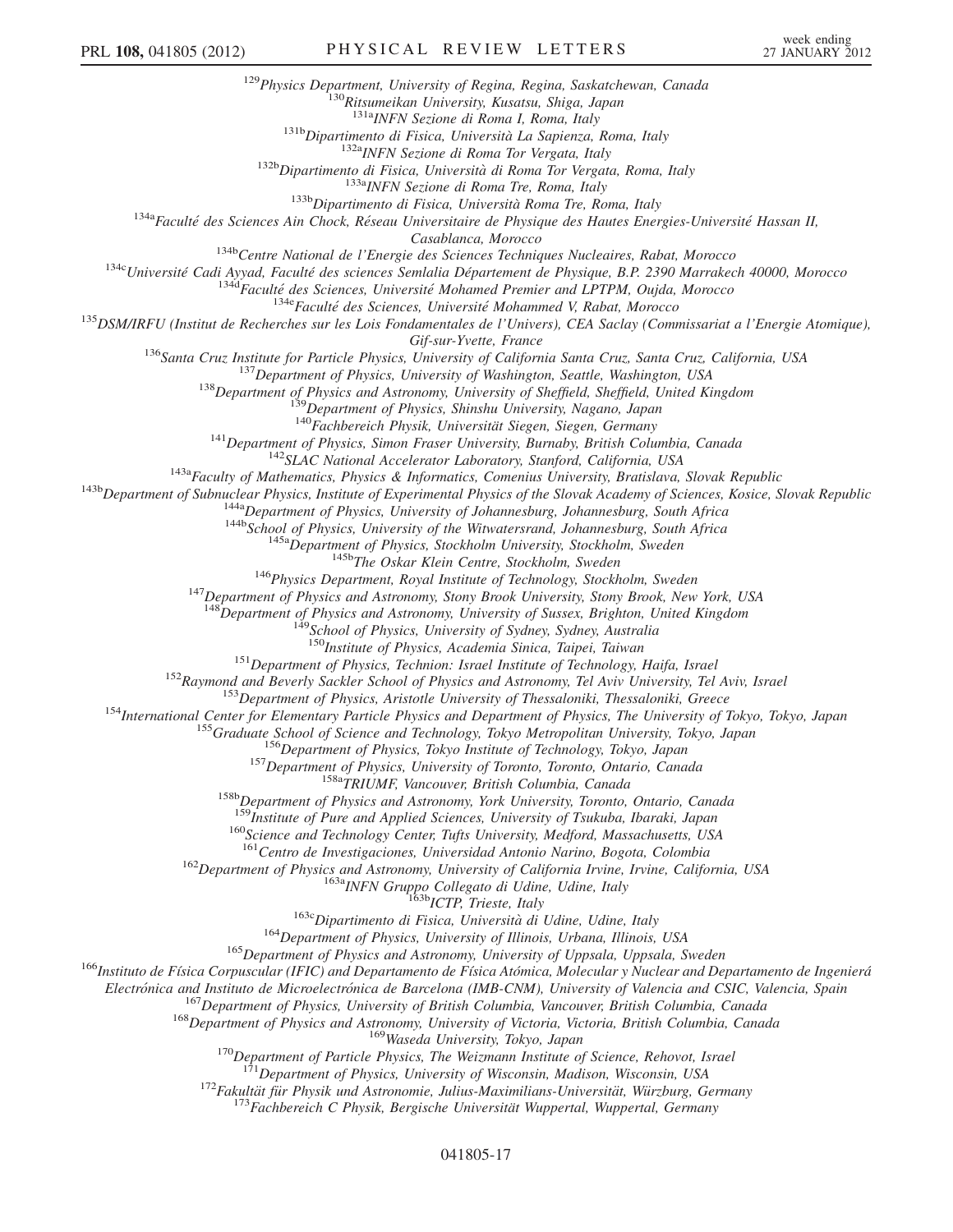[129]Physics Department, University of Regina, Regina, Saskatchewan, Canada
[130]Ritsumeikan University, Kusatsu, Shiga, Japan
[131a]INFN Sezione di Roma I, Roma, Italy
[131b]Dipartimento di Fisica, Università La Sapienza, Roma, Italy
[132a]INFN Sezione di Roma Tor Vergata, Italy
[132b]Dipartimento di Fisica, Università di Roma Tor Vergata, Roma, Italy
[133a]INFN Sezione di Roma Tre, Roma, Italy
[133b]Dipartimento di Fisica, Università Roma Tre, Roma, Italy
[134a]Faculté des Sciences Ain Chock, Réseau Universitaire de Physique des Hautes Energies-Université Hassan II, Casablanca, Morocco
[134b]Centre National de l'Energie des Sciences Techniques Nucleaires, Rabat, Morocco
[134c]Université Cadi Ayyad, Faculté des sciences Semlalia Département de Physique, B.P. 2390 Marrakech 40000, Morocco
[134d]Faculté des Sciences, Université Mohamed Premier and LPTPM, Oujda, Morocco
[134e]Faculté des Sciences, Université Mohammed V, Rabat, Morocco
[135]DSM/IRFU (Institut de Recherches sur les Lois Fondamentales de l'Univers), CEA Saclay (Commissariat a l'Energie Atomique), Gif-sur-Yvette, France
[136]Santa Cruz Institute for Particle Physics, University of California Santa Cruz, Santa Cruz, California, USA
[137]Department of Physics, University of Washington, Seattle, Washington, USA
[138]Department of Physics and Astronomy, University of Sheffield, Sheffield, United Kingdom
[139]Department of Physics, Shinshu University, Nagano, Japan
[140]Fachbereich Physik, Universität Siegen, Siegen, Germany
[141]Department of Physics, Simon Fraser University, Burnaby, British Columbia, Canada
[142]SLAC National Accelerator Laboratory, Stanford, California, USA
[143a]Faculty of Mathematics, Physics & Informatics, Comenius University, Bratislava, Slovak Republic
[143b]Department of Subnuclear Physics, Institute of Experimental Physics of the Slovak Academy of Sciences, Kosice, Slovak Republic
[144a]Department of Physics, University of Johannesburg, Johannesburg, South Africa
[144b]School of Physics, University of the Witwatersrand, Johannesburg, South Africa
[145a]Department of Physics, Stockholm University, Stockholm, Sweden
[145b]The Oskar Klein Centre, Stockholm, Sweden
[146]Physics Department, Royal Institute of Technology, Stockholm, Sweden
[147]Department of Physics and Astronomy, Stony Brook University, Stony Brook, New York, USA
[148]Department of Physics and Astronomy, University of Sussex, Brighton, United Kingdom
[149]School of Physics, University of Sydney, Sydney, Australia
[150]Institute of Physics, Academia Sinica, Taipei, Taiwan
[151]Department of Physics, Technion: Israel Institute of Technology, Haifa, Israel
[152]Raymond and Beverly Sackler School of Physics and Astronomy, Tel Aviv University, Tel Aviv, Israel
[153]Department of Physics, Aristotle University of Thessaloniki, Thessaloniki, Greece
[154]International Center for Elementary Particle Physics and Department of Physics, The University of Tokyo, Tokyo, Japan
[155]Graduate School of Science and Technology, Tokyo Metropolitan University, Tokyo, Japan
[156]Department of Physics, Tokyo Institute of Technology, Tokyo, Japan
[157]Department of Physics, University of Toronto, Toronto, Ontario, Canada
[158a]TRIUMF, Vancouver, British Columbia, Canada
[158b]Department of Physics and Astronomy, York University, Toronto, Ontario, Canada
[159]Institute of Pure and Applied Sciences, University of Tsukuba, Ibaraki, Japan
[160]Science and Technology Center, Tufts University, Medford, Massachusetts, USA
[161]Centro de Investigaciones, Universidad Antonio Narino, Bogota, Colombia
[162]Department of Physics and Astronomy, University of California Irvine, Irvine, California, USA
[163a]INFN Gruppo Collegato di Udine, Udine, Italy
[163b]ICTP, Trieste, Italy
[163c]Dipartimento di Fisica, Università di Udine, Udine, Italy
[164]Department of Physics, University of Illinois, Urbana, Illinois, USA
[165]Department of Physics and Astronomy, University of Uppsala, Uppsala, Sweden
[166]Instituto de Física Corpuscular (IFIC) and Departamento de Física Atómica, Molecular y Nuclear and Departamento de Ingenierá Electrónica and Instituto de Microelectrónica de Barcelona (IMB-CNM), University of Valencia and CSIC, Valencia, Spain
[167]Department of Physics, University of British Columbia, Vancouver, British Columbia, Canada
[168]Department of Physics and Astronomy, University of Victoria, Victoria, British Columbia, Canada
[169]Waseda University, Tokyo, Japan
[170]Department of Particle Physics, The Weizmann Institute of Science, Rehovot, Israel
[171]Department of Physics, University of Wisconsin, Madison, Wisconsin, USA
[172]Fakultät für Physik und Astronomie, Julius-Maximilians-Universität, Würzburg, Germany
[173]Fachbereich C Physik, Bergische Universität Wuppertal, Wuppertal, Germany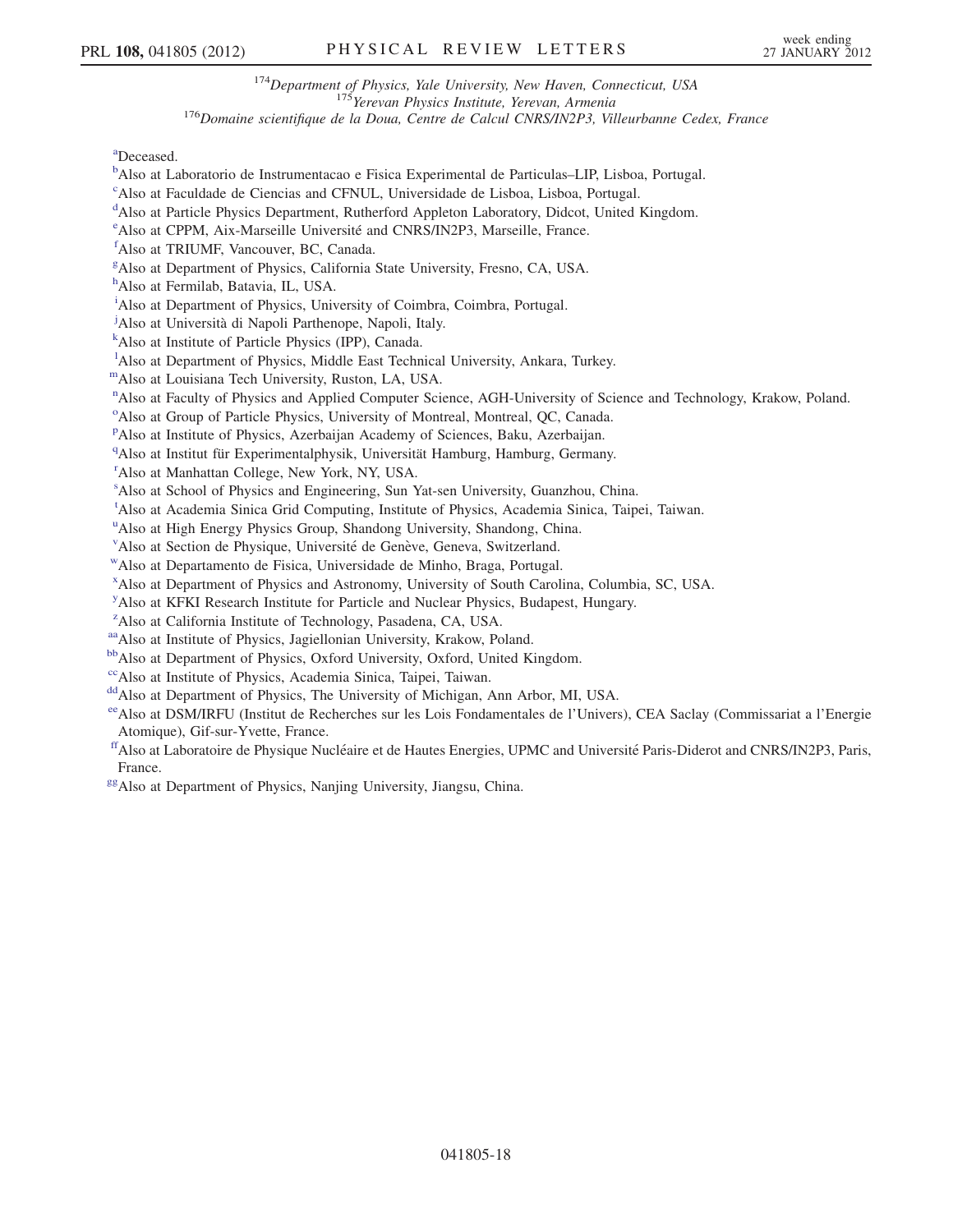[174]*Department of Physics, Yale University, New Haven, Connecticut, USA*
[175]*Yerevan Physics Institute, Yerevan, Armenia*
[176]*Domaine scientifique de la Doua, Centre de Calcul CNRS/IN2P3, Villeurbanne Cedex, France*

[a]Deceased.
[b]Also at Laboratorio de Instrumentacao e Fisica Experimental de Particulas–LIP, Lisboa, Portugal.
[c]Also at Faculdade de Ciencias and CFNUL, Universidade de Lisboa, Lisboa, Portugal.
[d]Also at Particle Physics Department, Rutherford Appleton Laboratory, Didcot, United Kingdom.
[e]Also at CPPM, Aix-Marseille Université and CNRS/IN2P3, Marseille, France.
[f]Also at TRIUMF, Vancouver, BC, Canada.
[g]Also at Department of Physics, California State University, Fresno, CA, USA.
[h]Also at Fermilab, Batavia, IL, USA.
[i]Also at Department of Physics, University of Coimbra, Coimbra, Portugal.
[j]Also at Università di Napoli Parthenope, Napoli, Italy.
[k]Also at Institute of Particle Physics (IPP), Canada.
[l]Also at Department of Physics, Middle East Technical University, Ankara, Turkey.
[m]Also at Louisiana Tech University, Ruston, LA, USA.
[n]Also at Faculty of Physics and Applied Computer Science, AGH-University of Science and Technology, Krakow, Poland.
[o]Also at Group of Particle Physics, University of Montreal, Montreal, QC, Canada.
[p]Also at Institute of Physics, Azerbaijan Academy of Sciences, Baku, Azerbaijan.
[q]Also at Institut für Experimentalphysik, Universität Hamburg, Hamburg, Germany.
[r]Also at Manhattan College, New York, NY, USA.
[s]Also at School of Physics and Engineering, Sun Yat-sen University, Guanzhou, China.
[t]Also at Academia Sinica Grid Computing, Institute of Physics, Academia Sinica, Taipei, Taiwan.
[u]Also at High Energy Physics Group, Shandong University, Shandong, China.
[v]Also at Section de Physique, Université de Genève, Geneva, Switzerland.
[w]Also at Departamento de Fisica, Universidade de Minho, Braga, Portugal.
[x]Also at Department of Physics and Astronomy, University of South Carolina, Columbia, SC, USA.
[y]Also at KFKI Research Institute for Particle and Nuclear Physics, Budapest, Hungary.
[z]Also at California Institute of Technology, Pasadena, CA, USA.
[aa]Also at Institute of Physics, Jagiellonian University, Krakow, Poland.
[bb]Also at Department of Physics, Oxford University, Oxford, United Kingdom.
[cc]Also at Institute of Physics, Academia Sinica, Taipei, Taiwan.
[dd]Also at Department of Physics, The University of Michigan, Ann Arbor, MI, USA.
[ee]Also at DSM/IRFU (Institut de Recherches sur les Lois Fondamentales de l'Univers), CEA Saclay (Commissariat a l'Energie Atomique), Gif-sur-Yvette, France.
[ff]Also at Laboratoire de Physique Nucléaire et de Hautes Energies, UPMC and Université Paris-Diderot and CNRS/IN2P3, Paris, France.
[gg]Also at Department of Physics, Nanjing University, Jiangsu, China.